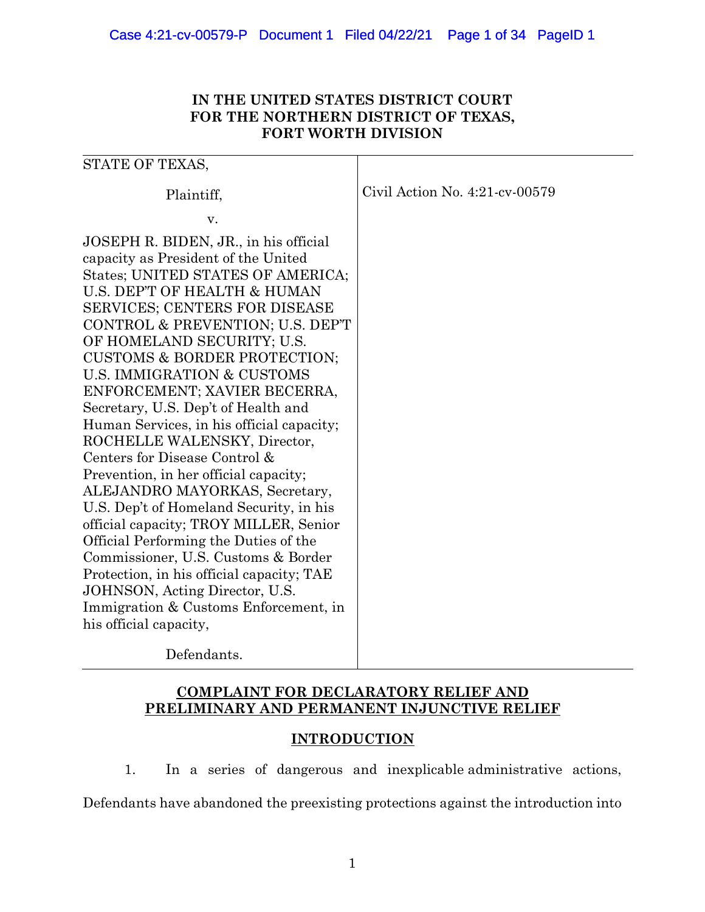# IN THE UNITED STATES DISTRICT COURT FOR THE NORTHERN DISTRICT OF TEXAS, FORT WORTH DIVISION

| | |
|---|---|
| STATE OF TEXAS,<br><br>Plaintiff,<br><br>v.<br><br>JOSEPH R. BIDEN, JR., in his official capacity as President of the United States; UNITED STATES OF AMERICA; U.S. DEP'T OF HEALTH & HUMAN SERVICES; CENTERS FOR DISEASE CONTROL & PREVENTION; U.S. DEP'T OF HOMELAND SECURITY; U.S. CUSTOMS & BORDER PROTECTION; U.S. IMMIGRATION & CUSTOMS ENFORCEMENT; XAVIER BECERRA, Secretary, U.S. Dep't of Health and Human Services, in his official capacity; ROCHELLE WALENSKY, Director, Centers for Disease Control & Prevention, in her official capacity; ALEJANDRO MAYORKAS, Secretary, U.S. Dep't of Homeland Security, in his official capacity; TROY MILLER, Senior Official Performing the Duties of the Commissioner, U.S. Customs & Border Protection, in his official capacity; TAE JOHNSON, Acting Director, U.S. Immigration & Customs Enforcement, in his official capacity,<br><br>Defendants. | Civil Action No. 4:21-cv-00579 |

## COMPLAINT FOR DECLARATORY RELIEF AND PRELIMINARY AND PERMANENT INJUNCTIVE RELIEF

## INTRODUCTION

1. In a series of dangerous and inexplicable administrative actions, Defendants have abandoned the preexisting protections against the introduction into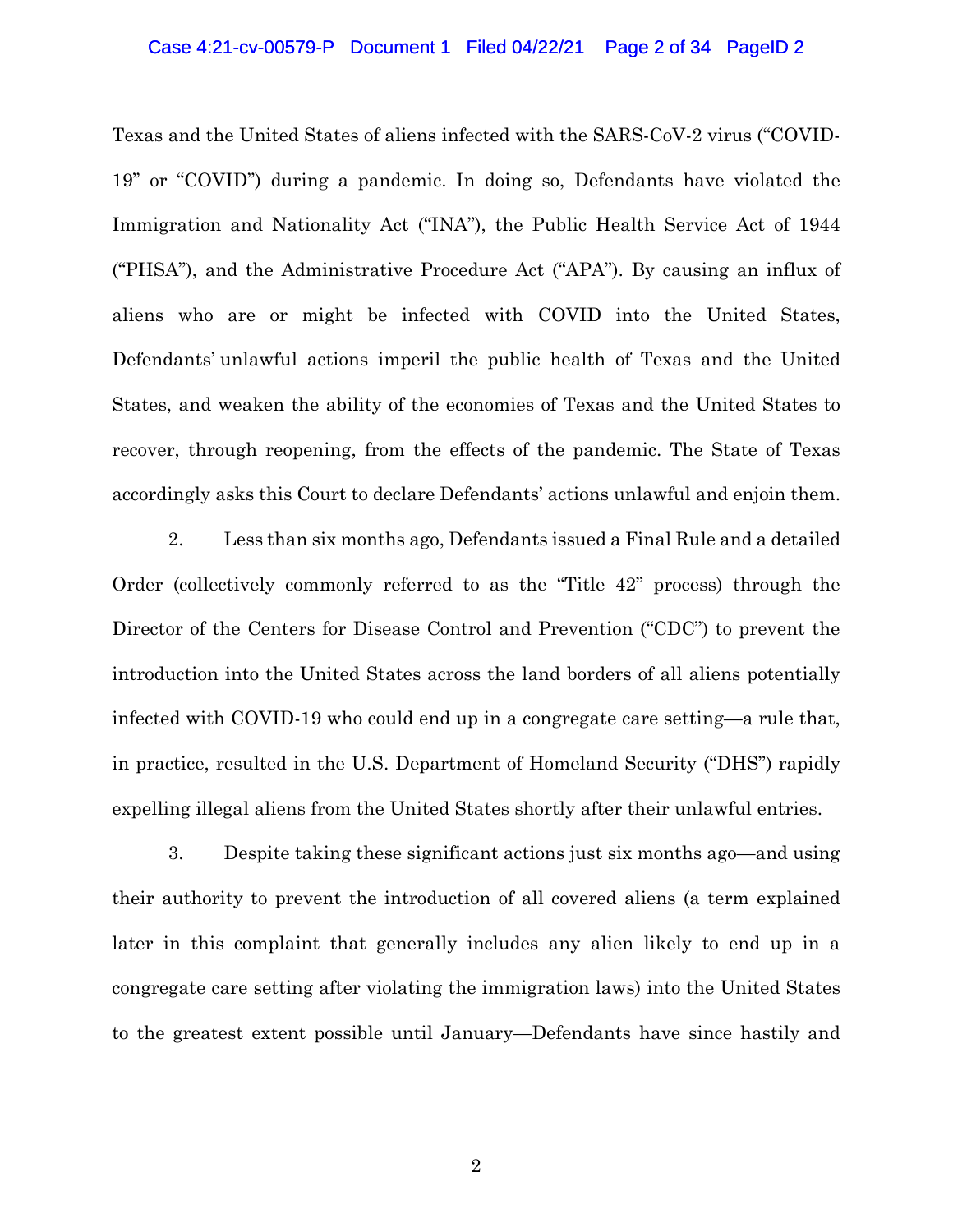Texas and the United States of aliens infected with the SARS-CoV-2 virus ("COVID-19" or "COVID") during a pandemic. In doing so, Defendants have violated the Immigration and Nationality Act ("INA"), the Public Health Service Act of 1944 ("PHSA"), and the Administrative Procedure Act ("APA"). By causing an influx of aliens who are or might be infected with COVID into the United States, Defendants' unlawful actions imperil the public health of Texas and the United States, and weaken the ability of the economies of Texas and the United States to recover, through reopening, from the effects of the pandemic. The State of Texas accordingly asks this Court to declare Defendants' actions unlawful and enjoin them.

2. Less than six months ago, Defendants issued a Final Rule and a detailed Order (collectively commonly referred to as the "Title 42" process) through the Director of the Centers for Disease Control and Prevention ("CDC") to prevent the introduction into the United States across the land borders of all aliens potentially infected with COVID-19 who could end up in a congregate care setting—a rule that, in practice, resulted in the U.S. Department of Homeland Security ("DHS") rapidly expelling illegal aliens from the United States shortly after their unlawful entries.

3. Despite taking these significant actions just six months ago—and using their authority to prevent the introduction of all covered aliens (a term explained later in this complaint that generally includes any alien likely to end up in a congregate care setting after violating the immigration laws) into the United States to the greatest extent possible until January—Defendants have since hastily and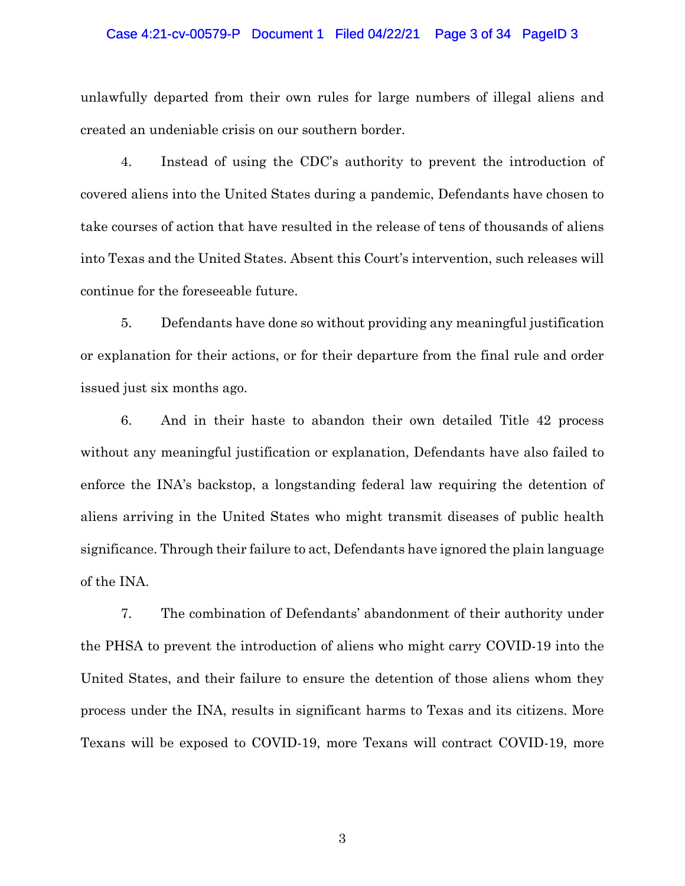unlawfully departed from their own rules for large numbers of illegal aliens and created an undeniable crisis on our southern border.

4. Instead of using the CDC's authority to prevent the introduction of covered aliens into the United States during a pandemic, Defendants have chosen to take courses of action that have resulted in the release of tens of thousands of aliens into Texas and the United States. Absent this Court's intervention, such releases will continue for the foreseeable future.

5. Defendants have done so without providing any meaningful justification or explanation for their actions, or for their departure from the final rule and order issued just six months ago.

6. And in their haste to abandon their own detailed Title 42 process without any meaningful justification or explanation, Defendants have also failed to enforce the INA's backstop, a longstanding federal law requiring the detention of aliens arriving in the United States who might transmit diseases of public health significance. Through their failure to act, Defendants have ignored the plain language of the INA.

7. The combination of Defendants' abandonment of their authority under the PHSA to prevent the introduction of aliens who might carry COVID-19 into the United States, and their failure to ensure the detention of those aliens whom they process under the INA, results in significant harms to Texas and its citizens. More Texans will be exposed to COVID-19, more Texans will contract COVID-19, more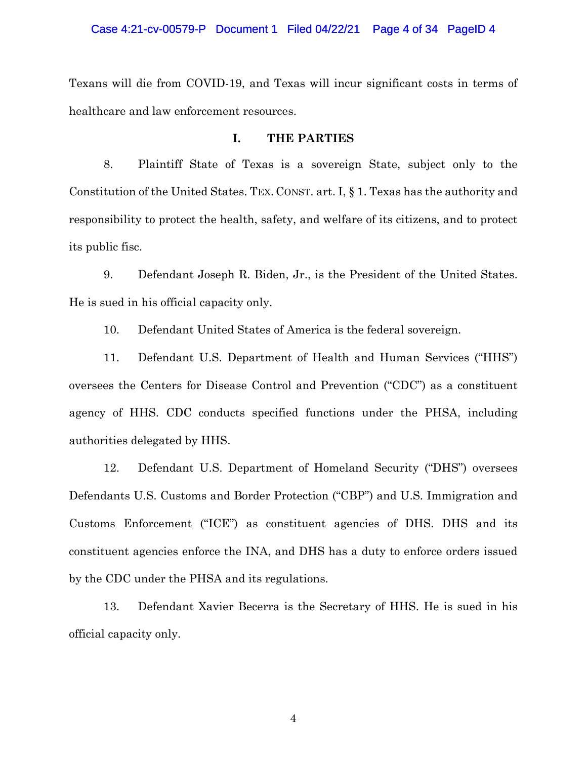Texans will die from COVID-19, and Texas will incur significant costs in terms of healthcare and law enforcement resources.

## I. THE PARTIES

8. Plaintiff State of Texas is a sovereign State, subject only to the Constitution of the United States. TEX. CONST. art. I, § 1. Texas has the authority and responsibility to protect the health, safety, and welfare of its citizens, and to protect its public fisc.

9. Defendant Joseph R. Biden, Jr., is the President of the United States. He is sued in his official capacity only.

10. Defendant United States of America is the federal sovereign.

11. Defendant U.S. Department of Health and Human Services ("HHS") oversees the Centers for Disease Control and Prevention ("CDC") as a constituent agency of HHS. CDC conducts specified functions under the PHSA, including authorities delegated by HHS.

12. Defendant U.S. Department of Homeland Security ("DHS") oversees Defendants U.S. Customs and Border Protection ("CBP") and U.S. Immigration and Customs Enforcement ("ICE") as constituent agencies of DHS. DHS and its constituent agencies enforce the INA, and DHS has a duty to enforce orders issued by the CDC under the PHSA and its regulations.

13. Defendant Xavier Becerra is the Secretary of HHS. He is sued in his official capacity only.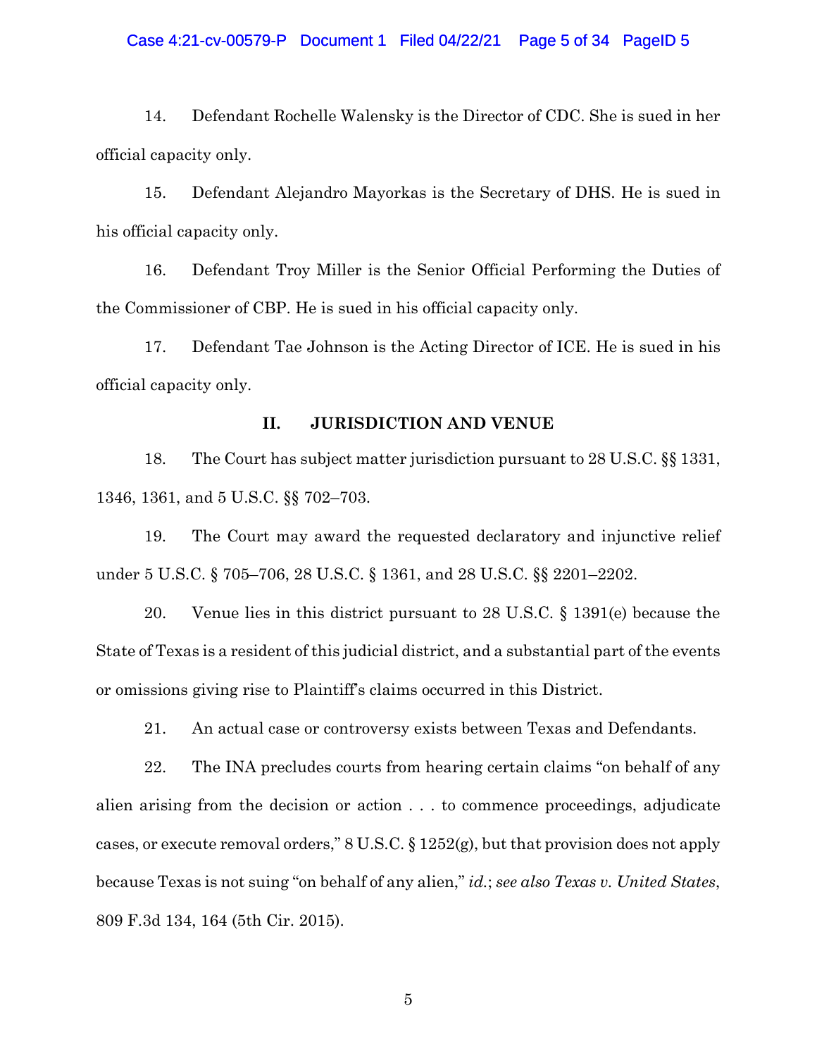14. Defendant Rochelle Walensky is the Director of CDC. She is sued in her official capacity only.

15. Defendant Alejandro Mayorkas is the Secretary of DHS. He is sued in his official capacity only.

16. Defendant Troy Miller is the Senior Official Performing the Duties of the Commissioner of CBP. He is sued in his official capacity only.

17. Defendant Tae Johnson is the Acting Director of ICE. He is sued in his official capacity only.

## II. JURISDICTION AND VENUE

18. The Court has subject matter jurisdiction pursuant to 28 U.S.C. §§ 1331, 1346, 1361, and 5 U.S.C. §§ 702–703.

19. The Court may award the requested declaratory and injunctive relief under 5 U.S.C. § 705–706, 28 U.S.C. § 1361, and 28 U.S.C. §§ 2201–2202.

20. Venue lies in this district pursuant to 28 U.S.C. § 1391(e) because the State of Texas is a resident of this judicial district, and a substantial part of the events or omissions giving rise to Plaintiff's claims occurred in this District.

21. An actual case or controversy exists between Texas and Defendants.

22. The INA precludes courts from hearing certain claims "on behalf of any alien arising from the decision or action . . . to commence proceedings, adjudicate cases, or execute removal orders," 8 U.S.C. § 1252(g), but that provision does not apply because Texas is not suing "on behalf of any alien," *id.*; *see also Texas v. United States*, 809 F.3d 134, 164 (5th Cir. 2015).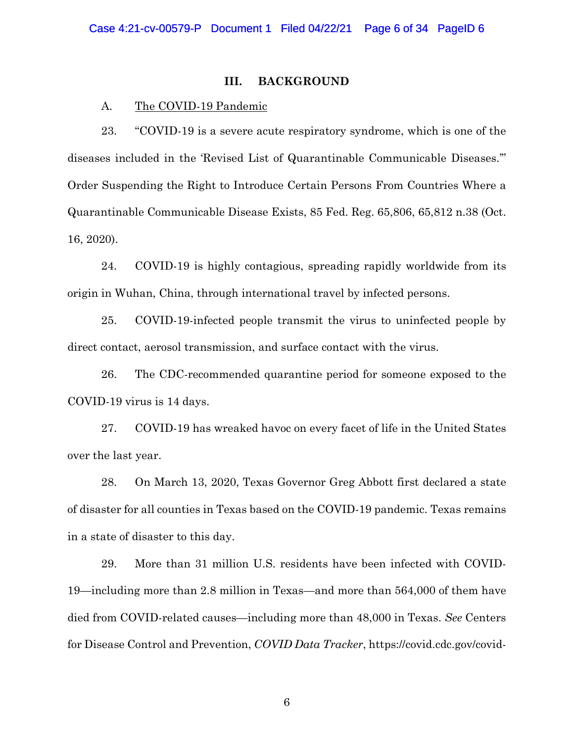## III. BACKGROUND

A. The COVID-19 Pandemic

23. "COVID-19 is a severe acute respiratory syndrome, which is one of the diseases included in the 'Revised List of Quarantinable Communicable Diseases.'" Order Suspending the Right to Introduce Certain Persons From Countries Where a Quarantinable Communicable Disease Exists, 85 Fed. Reg. 65,806, 65,812 n.38 (Oct. 16, 2020).

24. COVID-19 is highly contagious, spreading rapidly worldwide from its origin in Wuhan, China, through international travel by infected persons.

25. COVID-19-infected people transmit the virus to uninfected people by direct contact, aerosol transmission, and surface contact with the virus.

26. The CDC-recommended quarantine period for someone exposed to the COVID-19 virus is 14 days.

27. COVID-19 has wreaked havoc on every facet of life in the United States over the last year.

28. On March 13, 2020, Texas Governor Greg Abbott first declared a state of disaster for all counties in Texas based on the COVID-19 pandemic. Texas remains in a state of disaster to this day.

29. More than 31 million U.S. residents have been infected with COVID-19—including more than 2.8 million in Texas—and more than 564,000 of them have died from COVID-related causes—including more than 48,000 in Texas. *See* Centers for Disease Control and Prevention, *COVID Data Tracker*, https://covid.cdc.gov/covid-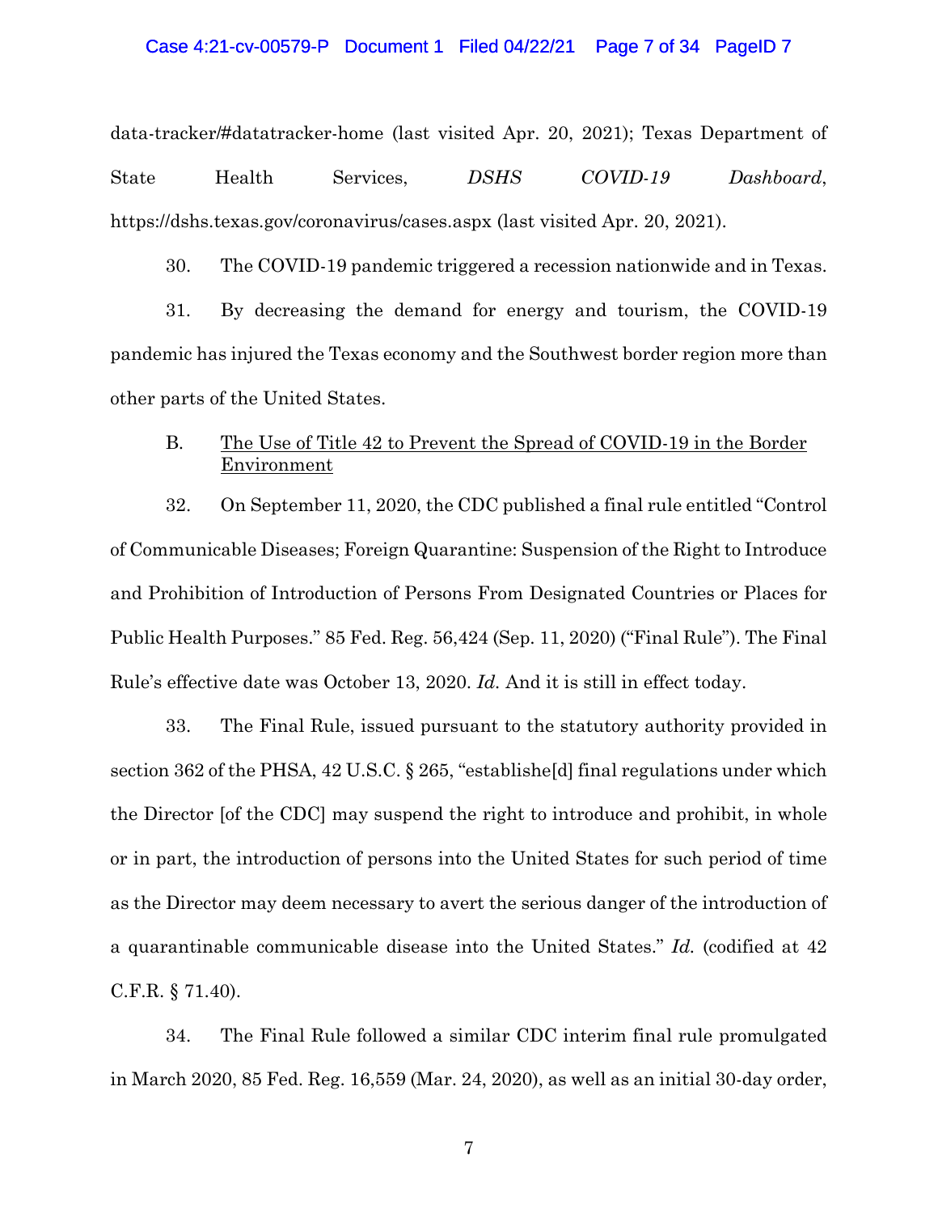data-tracker/#datatracker-home (last visited Apr. 20, 2021); Texas Department of State Health Services, *DSHS COVID-19 Dashboard*, https://dshs.texas.gov/coronavirus/cases.aspx (last visited Apr. 20, 2021).

30. The COVID-19 pandemic triggered a recession nationwide and in Texas.

31. By decreasing the demand for energy and tourism, the COVID-19 pandemic has injured the Texas economy and the Southwest border region more than other parts of the United States.

B. <u>The Use of Title 42 to Prevent the Spread of COVID-19 in the Border Environment</u>

32. On September 11, 2020, the CDC published a final rule entitled "Control of Communicable Diseases; Foreign Quarantine: Suspension of the Right to Introduce and Prohibition of Introduction of Persons From Designated Countries or Places for Public Health Purposes." 85 Fed. Reg. 56,424 (Sep. 11, 2020) ("Final Rule"). The Final Rule's effective date was October 13, 2020. *Id.* And it is still in effect today.

33. The Final Rule, issued pursuant to the statutory authority provided in section 362 of the PHSA, 42 U.S.C. § 265, "establishe[d] final regulations under which the Director [of the CDC] may suspend the right to introduce and prohibit, in whole or in part, the introduction of persons into the United States for such period of time as the Director may deem necessary to avert the serious danger of the introduction of a quarantinable communicable disease into the United States." *Id.* (codified at 42 C.F.R. § 71.40).

34. The Final Rule followed a similar CDC interim final rule promulgated in March 2020, 85 Fed. Reg. 16,559 (Mar. 24, 2020), as well as an initial 30-day order,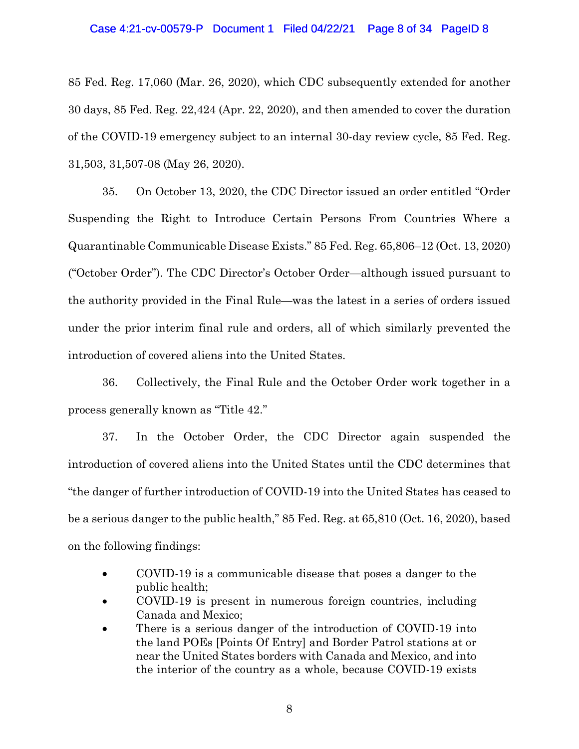85 Fed. Reg. 17,060 (Mar. 26, 2020), which CDC subsequently extended for another 30 days, 85 Fed. Reg. 22,424 (Apr. 22, 2020), and then amended to cover the duration of the COVID-19 emergency subject to an internal 30-day review cycle, 85 Fed. Reg. 31,503, 31,507-08 (May 26, 2020).

35. On October 13, 2020, the CDC Director issued an order entitled "Order Suspending the Right to Introduce Certain Persons From Countries Where a Quarantinable Communicable Disease Exists." 85 Fed. Reg. 65,806–12 (Oct. 13, 2020) ("October Order"). The CDC Director's October Order—although issued pursuant to the authority provided in the Final Rule—was the latest in a series of orders issued under the prior interim final rule and orders, all of which similarly prevented the introduction of covered aliens into the United States.

36. Collectively, the Final Rule and the October Order work together in a process generally known as "Title 42."

37. In the October Order, the CDC Director again suspended the introduction of covered aliens into the United States until the CDC determines that "the danger of further introduction of COVID-19 into the United States has ceased to be a serious danger to the public health," 85 Fed. Reg. at 65,810 (Oct. 16, 2020), based on the following findings:

- COVID-19 is a communicable disease that poses a danger to the public health;
- COVID-19 is present in numerous foreign countries, including Canada and Mexico;
- There is a serious danger of the introduction of COVID-19 into the land POEs [Points Of Entry] and Border Patrol stations at or near the United States borders with Canada and Mexico, and into the interior of the country as a whole, because COVID-19 exists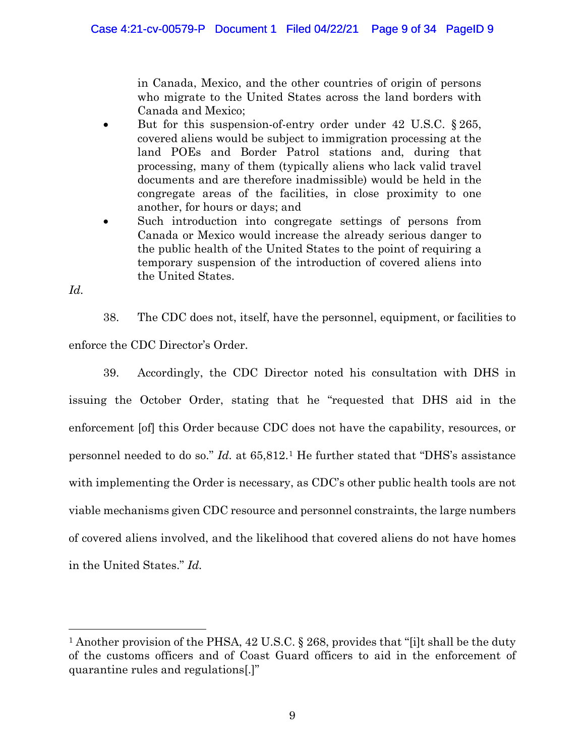in Canada, Mexico, and the other countries of origin of persons who migrate to the United States across the land borders with Canada and Mexico;

- But for this suspension-of-entry order under 42 U.S.C. § 265, covered aliens would be subject to immigration processing at the land POEs and Border Patrol stations and, during that processing, many of them (typically aliens who lack valid travel documents and are therefore inadmissible) would be held in the congregate areas of the facilities, in close proximity to one another, for hours or days; and
- Such introduction into congregate settings of persons from Canada or Mexico would increase the already serious danger to the public health of the United States to the point of requiring a temporary suspension of the introduction of covered aliens into the United States.

*Id.*

38. The CDC does not, itself, have the personnel, equipment, or facilities to enforce the CDC Director's Order.

39. Accordingly, the CDC Director noted his consultation with DHS in issuing the October Order, stating that he "requested that DHS aid in the enforcement [of] this Order because CDC does not have the capability, resources, or personnel needed to do so." *Id.* at 65,812.[1] He further stated that "DHS's assistance with implementing the Order is necessary, as CDC's other public health tools are not viable mechanisms given CDC resource and personnel constraints, the large numbers of covered aliens involved, and the likelihood that covered aliens do not have homes in the United States." *Id.*

---

[1] Another provision of the PHSA, 42 U.S.C. § 268, provides that "[i]t shall be the duty of the customs officers and of Coast Guard officers to aid in the enforcement of quarantine rules and regulations[.]"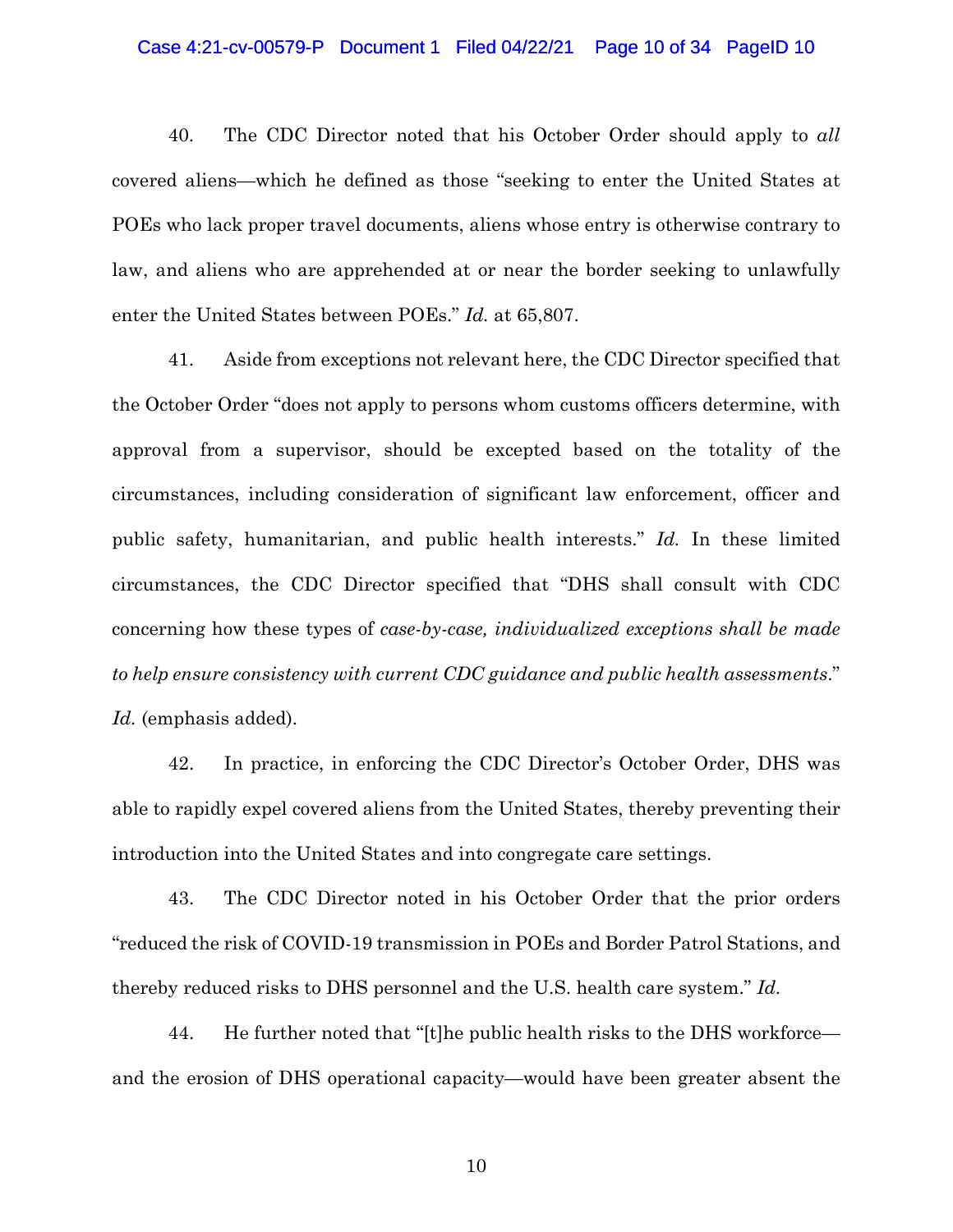40. The CDC Director noted that his October Order should apply to *all* covered aliens—which he defined as those "seeking to enter the United States at POEs who lack proper travel documents, aliens whose entry is otherwise contrary to law, and aliens who are apprehended at or near the border seeking to unlawfully enter the United States between POEs." *Id.* at 65,807.

41. Aside from exceptions not relevant here, the CDC Director specified that the October Order "does not apply to persons whom customs officers determine, with approval from a supervisor, should be excepted based on the totality of the circumstances, including consideration of significant law enforcement, officer and public safety, humanitarian, and public health interests." *Id.* In these limited circumstances, the CDC Director specified that "DHS shall consult with CDC concerning how these types of *case-by-case, individualized exceptions shall be made to help ensure consistency with current CDC guidance and public health assessments*." *Id.* (emphasis added).

42. In practice, in enforcing the CDC Director's October Order, DHS was able to rapidly expel covered aliens from the United States, thereby preventing their introduction into the United States and into congregate care settings.

43. The CDC Director noted in his October Order that the prior orders "reduced the risk of COVID-19 transmission in POEs and Border Patrol Stations, and thereby reduced risks to DHS personnel and the U.S. health care system." *Id.*

44. He further noted that "[t]he public health risks to the DHS workforce—and the erosion of DHS operational capacity—would have been greater absent the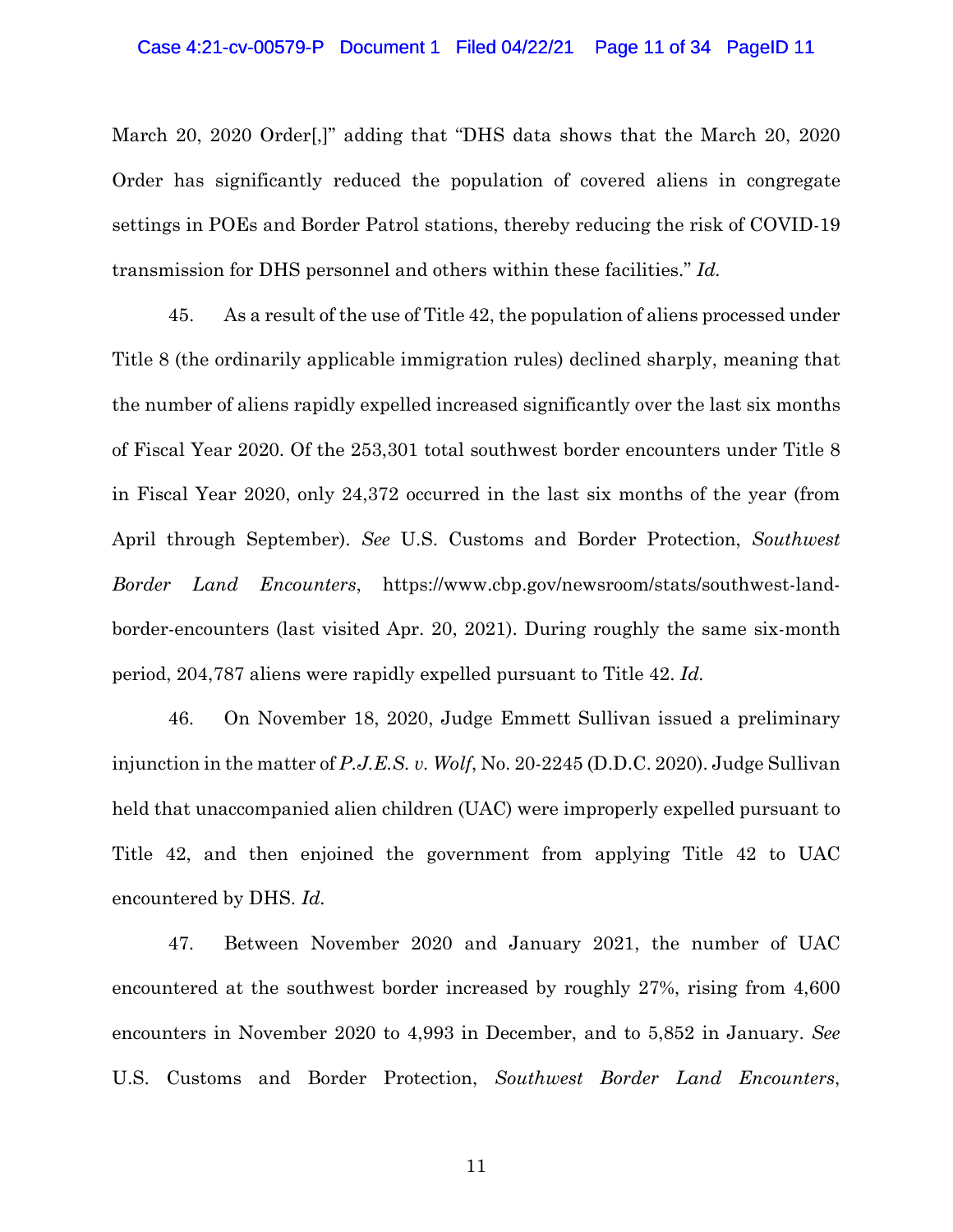March 20, 2020 Order[,]" adding that "DHS data shows that the March 20, 2020 Order has significantly reduced the population of covered aliens in congregate settings in POEs and Border Patrol stations, thereby reducing the risk of COVID-19 transmission for DHS personnel and others within these facilities." *Id.*

45. As a result of the use of Title 42, the population of aliens processed under Title 8 (the ordinarily applicable immigration rules) declined sharply, meaning that the number of aliens rapidly expelled increased significantly over the last six months of Fiscal Year 2020. Of the 253,301 total southwest border encounters under Title 8 in Fiscal Year 2020, only 24,372 occurred in the last six months of the year (from April through September). *See* U.S. Customs and Border Protection, *Southwest Border Land Encounters*, https://www.cbp.gov/newsroom/stats/southwest-land-border-encounters (last visited Apr. 20, 2021). During roughly the same six-month period, 204,787 aliens were rapidly expelled pursuant to Title 42. *Id.*

46. On November 18, 2020, Judge Emmett Sullivan issued a preliminary injunction in the matter of *P.J.E.S. v. Wolf*, No. 20-2245 (D.D.C. 2020). Judge Sullivan held that unaccompanied alien children (UAC) were improperly expelled pursuant to Title 42, and then enjoined the government from applying Title 42 to UAC encountered by DHS. *Id.*

47. Between November 2020 and January 2021, the number of UAC encountered at the southwest border increased by roughly 27%, rising from 4,600 encounters in November 2020 to 4,993 in December, and to 5,852 in January. *See* U.S. Customs and Border Protection, *Southwest Border Land Encounters*,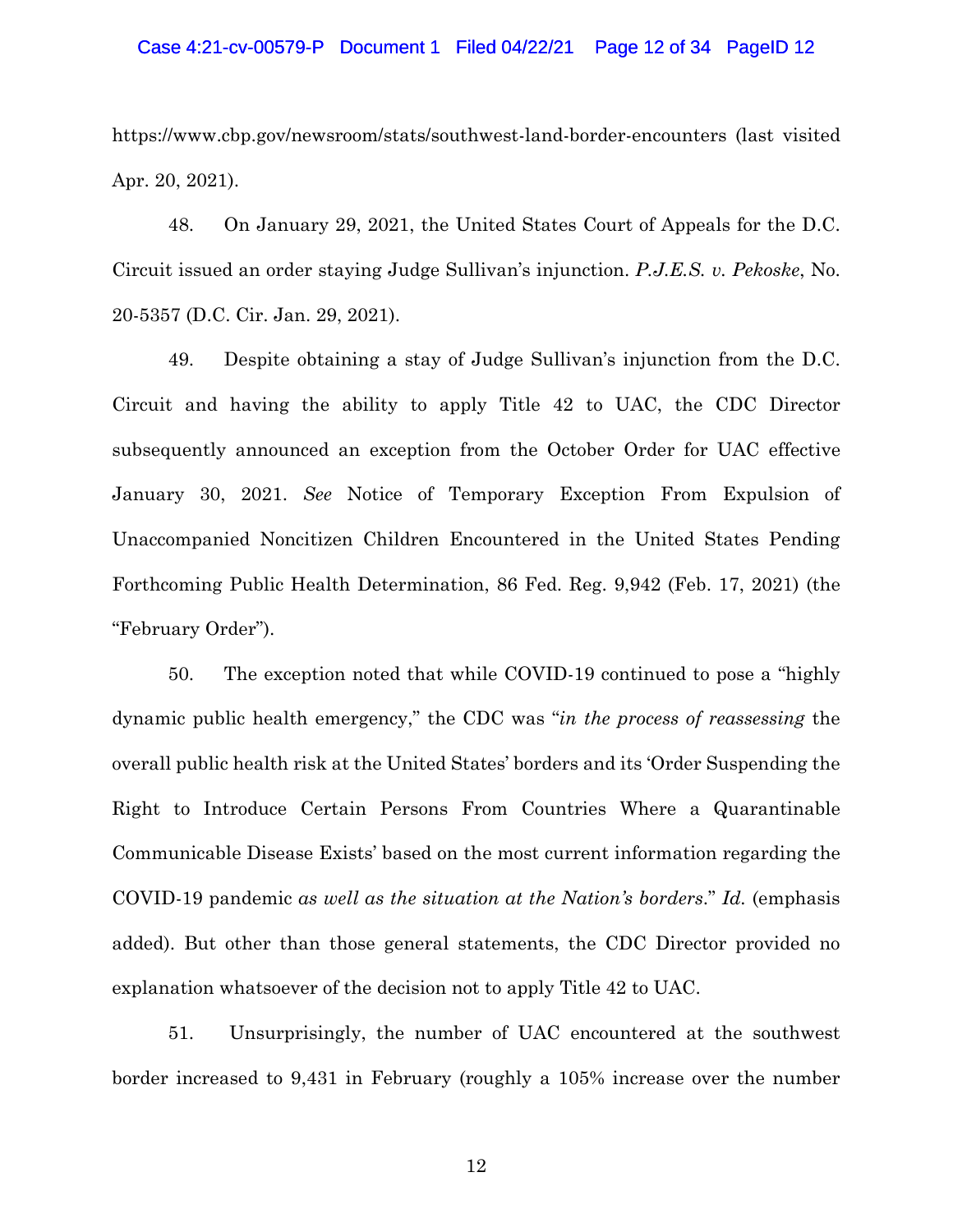https://www.cbp.gov/newsroom/stats/southwest-land-border-encounters (last visited Apr. 20, 2021).

48. On January 29, 2021, the United States Court of Appeals for the D.C. Circuit issued an order staying Judge Sullivan's injunction. *P.J.E.S. v. Pekoske*, No. 20-5357 (D.C. Cir. Jan. 29, 2021).

49. Despite obtaining a stay of Judge Sullivan's injunction from the D.C. Circuit and having the ability to apply Title 42 to UAC, the CDC Director subsequently announced an exception from the October Order for UAC effective January 30, 2021. *See* Notice of Temporary Exception From Expulsion of Unaccompanied Noncitizen Children Encountered in the United States Pending Forthcoming Public Health Determination, 86 Fed. Reg. 9,942 (Feb. 17, 2021) (the "February Order").

50. The exception noted that while COVID-19 continued to pose a "highly dynamic public health emergency," the CDC was "*in the process of reassessing* the overall public health risk at the United States' borders and its 'Order Suspending the Right to Introduce Certain Persons From Countries Where a Quarantinable Communicable Disease Exists' based on the most current information regarding the COVID-19 pandemic *as well as the situation at the Nation's borders*." *Id.* (emphasis added). But other than those general statements, the CDC Director provided no explanation whatsoever of the decision not to apply Title 42 to UAC.

51. Unsurprisingly, the number of UAC encountered at the southwest border increased to 9,431 in February (roughly a 105% increase over the number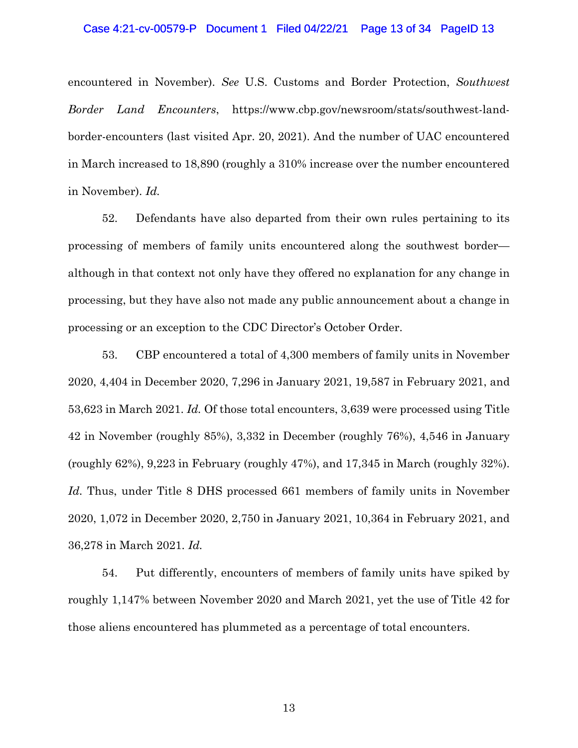encountered in November). *See* U.S. Customs and Border Protection, *Southwest Border Land Encounters*, https://www.cbp.gov/newsroom/stats/southwest-land-border-encounters (last visited Apr. 20, 2021). And the number of UAC encountered in March increased to 18,890 (roughly a 310% increase over the number encountered in November). *Id.*

52. Defendants have also departed from their own rules pertaining to its processing of members of family units encountered along the southwest border—although in that context not only have they offered no explanation for any change in processing, but they have also not made any public announcement about a change in processing or an exception to the CDC Director's October Order.

53. CBP encountered a total of 4,300 members of family units in November 2020, 4,404 in December 2020, 7,296 in January 2021, 19,587 in February 2021, and 53,623 in March 2021. *Id.* Of those total encounters, 3,639 were processed using Title 42 in November (roughly 85%), 3,332 in December (roughly 76%), 4,546 in January (roughly 62%), 9,223 in February (roughly 47%), and 17,345 in March (roughly 32%). *Id.* Thus, under Title 8 DHS processed 661 members of family units in November 2020, 1,072 in December 2020, 2,750 in January 2021, 10,364 in February 2021, and 36,278 in March 2021. *Id.*

54. Put differently, encounters of members of family units have spiked by roughly 1,147% between November 2020 and March 2021, yet the use of Title 42 for those aliens encountered has plummeted as a percentage of total encounters.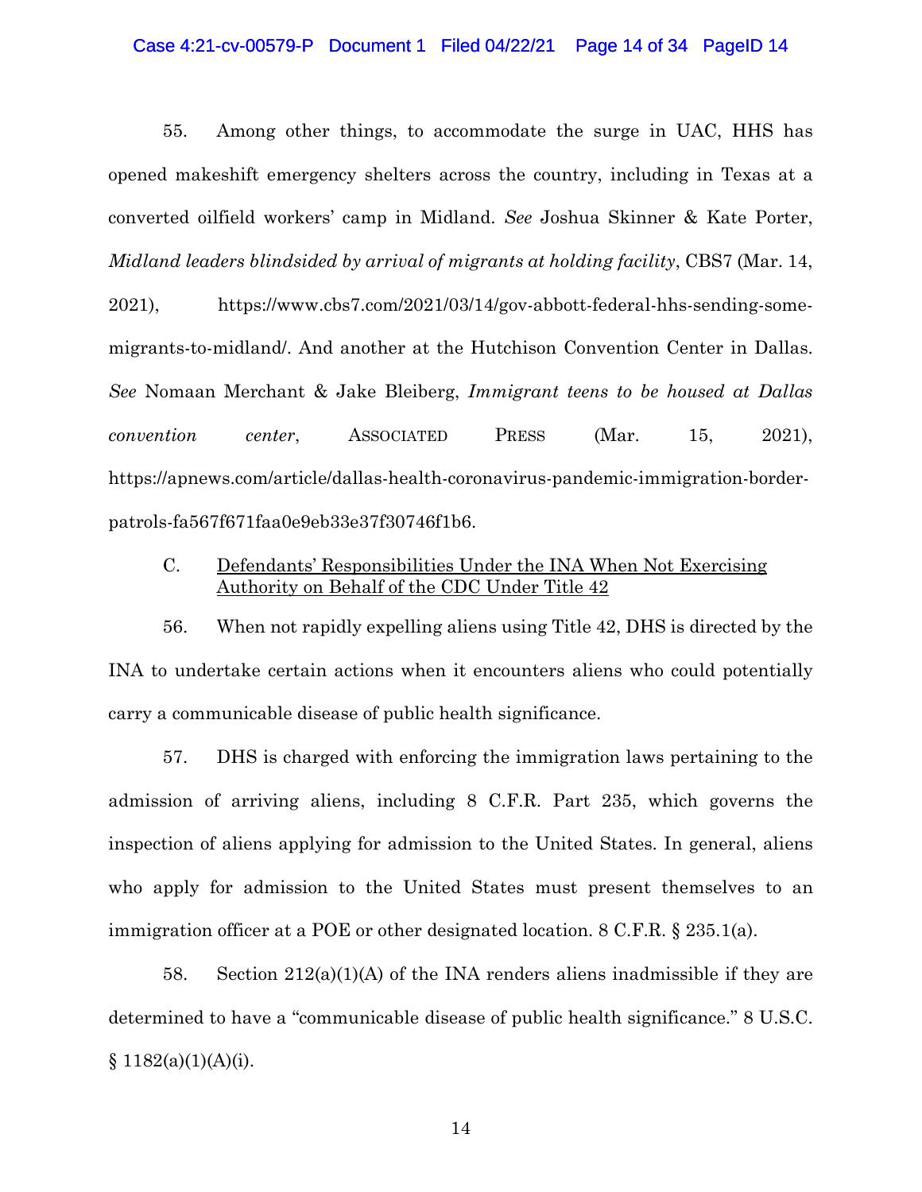55. Among other things, to accommodate the surge in UAC, HHS has opened makeshift emergency shelters across the country, including in Texas at a converted oilfield workers' camp in Midland. *See* Joshua Skinner & Kate Porter, *Midland leaders blindsided by arrival of migrants at holding facility*, CBS7 (Mar. 14, 2021), https://www.cbs7.com/2021/03/14/gov-abbott-federal-hhs-sending-some-migrants-to-midland/. And another at the Hutchison Convention Center in Dallas. *See* Nomaan Merchant & Jake Bleiberg, *Immigrant teens to be housed at Dallas convention center*, ASSOCIATED PRESS (Mar. 15, 2021), https://apnews.com/article/dallas-health-coronavirus-pandemic-immigration-border-patrols-fa567f671faa0e9eb33e37f30746f1b6.

C. <u>Defendants' Responsibilities Under the INA When Not Exercising Authority on Behalf of the CDC Under Title 42</u>

56. When not rapidly expelling aliens using Title 42, DHS is directed by the INA to undertake certain actions when it encounters aliens who could potentially carry a communicable disease of public health significance.

57. DHS is charged with enforcing the immigration laws pertaining to the admission of arriving aliens, including 8 C.F.R. Part 235, which governs the inspection of aliens applying for admission to the United States. In general, aliens who apply for admission to the United States must present themselves to an immigration officer at a POE or other designated location. 8 C.F.R. § 235.1(a).

58. Section 212(a)(1)(A) of the INA renders aliens inadmissible if they are determined to have a "communicable disease of public health significance." 8 U.S.C. § 1182(a)(1)(A)(i).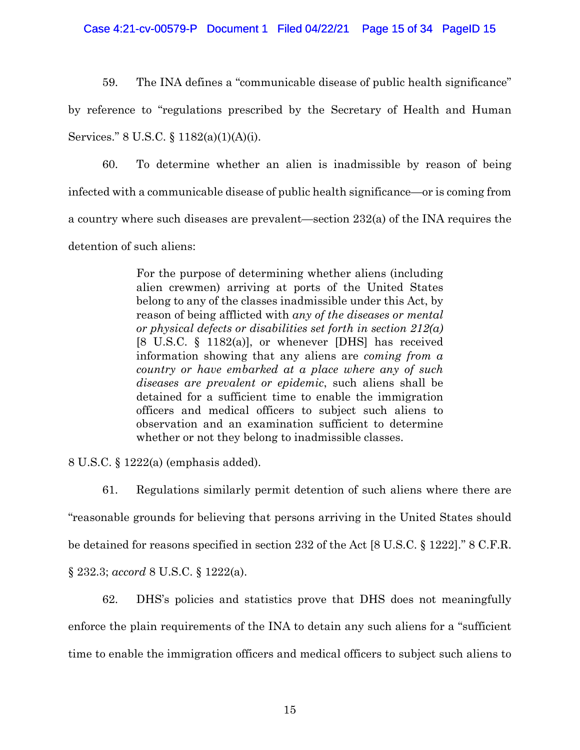59. The INA defines a "communicable disease of public health significance" by reference to "regulations prescribed by the Secretary of Health and Human Services." 8 U.S.C. § 1182(a)(1)(A)(i).

60. To determine whether an alien is inadmissible by reason of being infected with a communicable disease of public health significance—or is coming from a country where such diseases are prevalent—section 232(a) of the INA requires the detention of such aliens:

> For the purpose of determining whether aliens (including alien crewmen) arriving at ports of the United States belong to any of the classes inadmissible under this Act, by reason of being afflicted with *any of the diseases or mental or physical defects or disabilities set forth in section 212(a)* [8 U.S.C. § 1182(a)], or whenever [DHS] has received information showing that any aliens are *coming from a country or have embarked at a place where any of such diseases are prevalent or epidemic*, such aliens shall be detained for a sufficient time to enable the immigration officers and medical officers to subject such aliens to observation and an examination sufficient to determine whether or not they belong to inadmissible classes.

8 U.S.C. § 1222(a) (emphasis added).

61. Regulations similarly permit detention of such aliens where there are "reasonable grounds for believing that persons arriving in the United States should be detained for reasons specified in section 232 of the Act [8 U.S.C. § 1222]." 8 C.F.R. § 232.3; *accord* 8 U.S.C. § 1222(a).

62. DHS's policies and statistics prove that DHS does not meaningfully enforce the plain requirements of the INA to detain any such aliens for a "sufficient time to enable the immigration officers and medical officers to subject such aliens to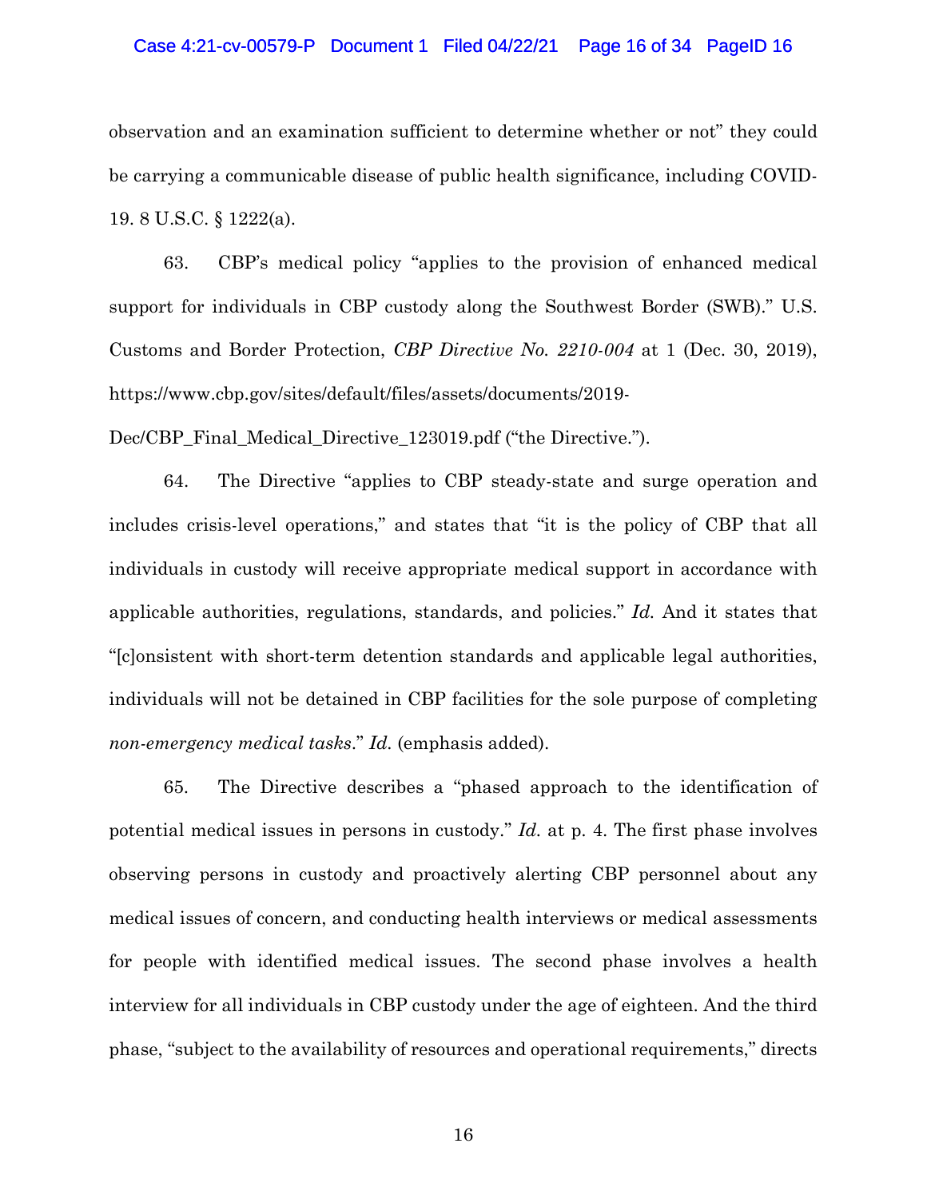observation and an examination sufficient to determine whether or not" they could be carrying a communicable disease of public health significance, including COVID-19. 8 U.S.C. § 1222(a).

63. CBP's medical policy "applies to the provision of enhanced medical support for individuals in CBP custody along the Southwest Border (SWB)." U.S. Customs and Border Protection, *CBP Directive No. 2210-004* at 1 (Dec. 30, 2019), https://www.cbp.gov/sites/default/files/assets/documents/2019-Dec/CBP_Final_Medical_Directive_123019.pdf ("the Directive.").

64. The Directive "applies to CBP steady-state and surge operation and includes crisis-level operations," and states that "it is the policy of CBP that all individuals in custody will receive appropriate medical support in accordance with applicable authorities, regulations, standards, and policies." *Id.* And it states that "[c]onsistent with short-term detention standards and applicable legal authorities, individuals will not be detained in CBP facilities for the sole purpose of completing *non-emergency medical tasks*." *Id.* (emphasis added).

65. The Directive describes a "phased approach to the identification of potential medical issues in persons in custody." *Id.* at p. 4. The first phase involves observing persons in custody and proactively alerting CBP personnel about any medical issues of concern, and conducting health interviews or medical assessments for people with identified medical issues. The second phase involves a health interview for all individuals in CBP custody under the age of eighteen. And the third phase, "subject to the availability of resources and operational requirements," directs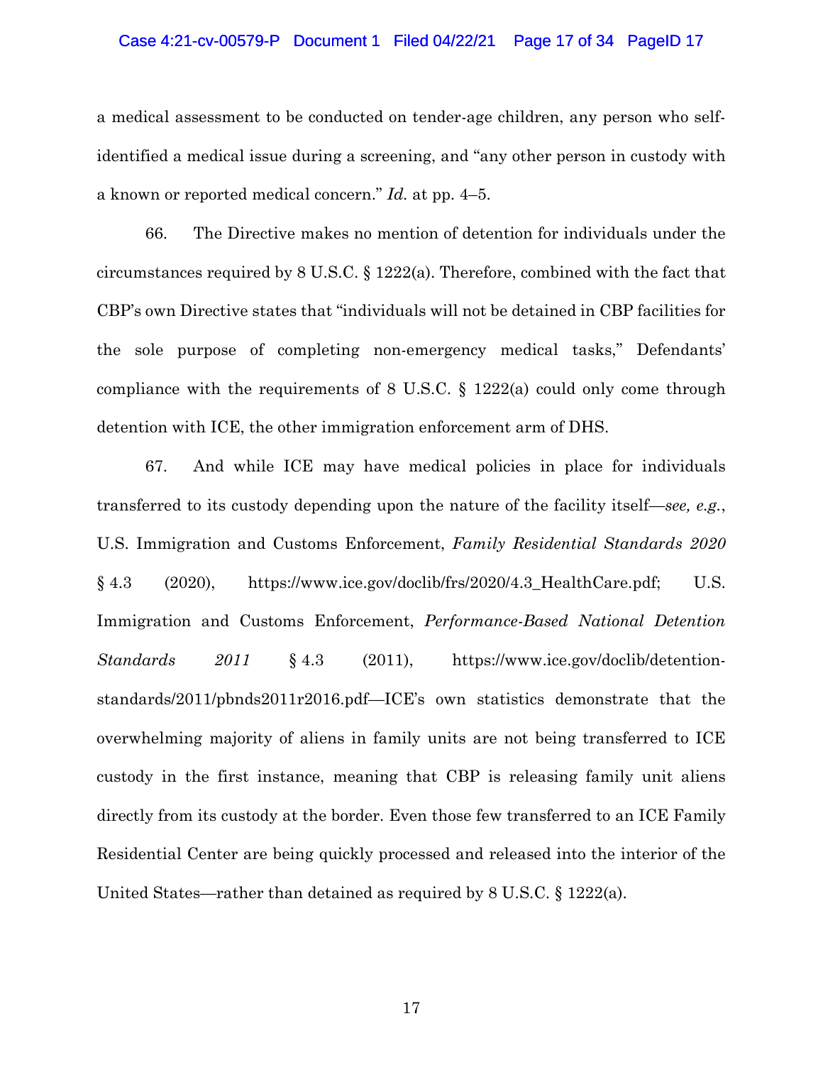a medical assessment to be conducted on tender-age children, any person who self-identified a medical issue during a screening, and "any other person in custody with a known or reported medical concern." *Id.* at pp. 4–5.

66. The Directive makes no mention of detention for individuals under the circumstances required by 8 U.S.C. § 1222(a). Therefore, combined with the fact that CBP's own Directive states that "individuals will not be detained in CBP facilities for the sole purpose of completing non-emergency medical tasks," Defendants' compliance with the requirements of 8 U.S.C. § 1222(a) could only come through detention with ICE, the other immigration enforcement arm of DHS.

67. And while ICE may have medical policies in place for individuals transferred to its custody depending upon the nature of the facility itself—*see, e.g.*, U.S. Immigration and Customs Enforcement, *Family Residential Standards 2020* § 4.3 (2020), https://www.ice.gov/doclib/frs/2020/4.3_HealthCare.pdf; U.S. Immigration and Customs Enforcement, *Performance-Based National Detention Standards 2011* § 4.3 (2011), https://www.ice.gov/doclib/detention-standards/2011/pbnds2011r2016.pdf—ICE's own statistics demonstrate that the overwhelming majority of aliens in family units are not being transferred to ICE custody in the first instance, meaning that CBP is releasing family unit aliens directly from its custody at the border. Even those few transferred to an ICE Family Residential Center are being quickly processed and released into the interior of the United States—rather than detained as required by 8 U.S.C. § 1222(a).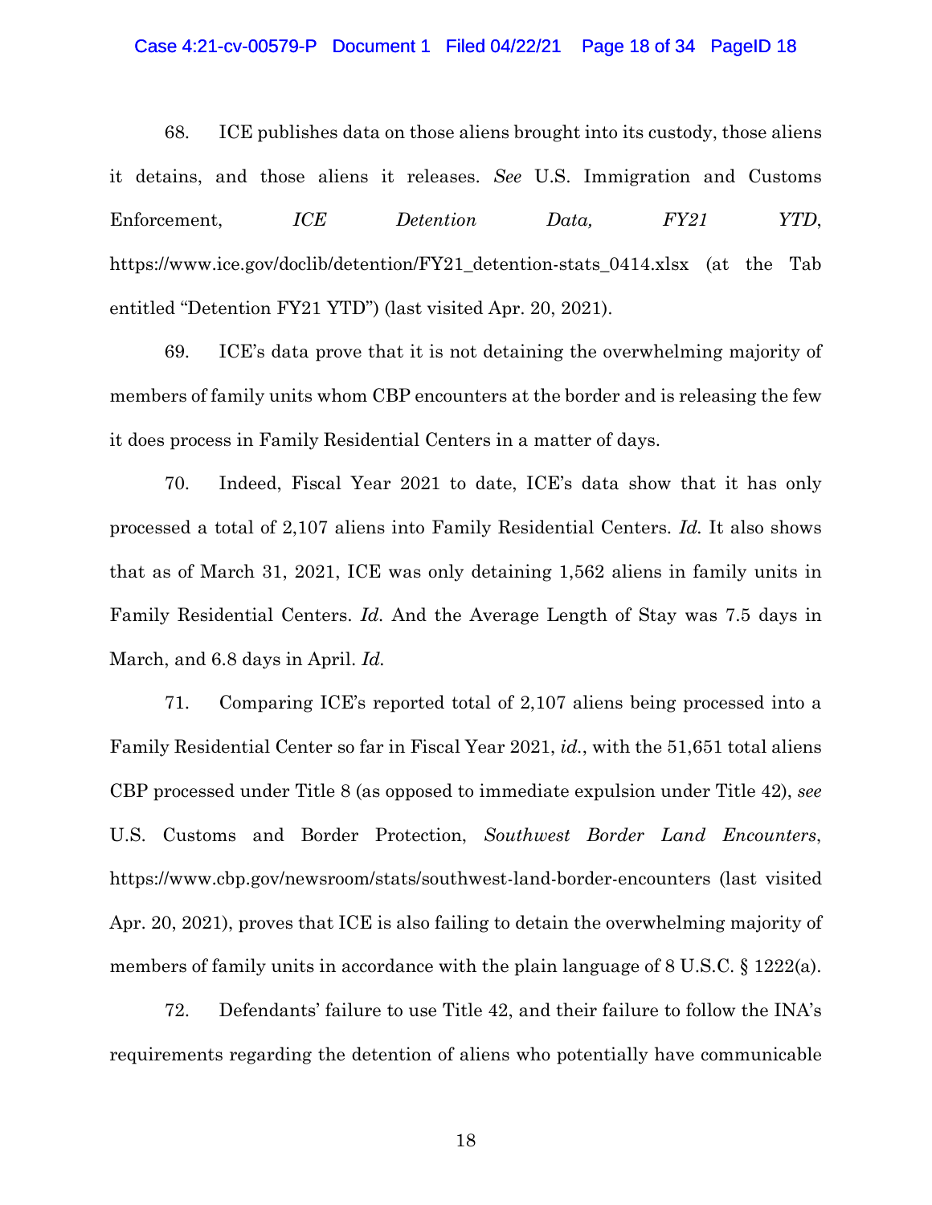68. ICE publishes data on those aliens brought into its custody, those aliens it detains, and those aliens it releases. *See* U.S. Immigration and Customs Enforcement, *ICE Detention Data, FY21 YTD*, https://www.ice.gov/doclib/detention/FY21_detention-stats_0414.xlsx (at the Tab entitled "Detention FY21 YTD") (last visited Apr. 20, 2021).

69. ICE's data prove that it is not detaining the overwhelming majority of members of family units whom CBP encounters at the border and is releasing the few it does process in Family Residential Centers in a matter of days.

70. Indeed, Fiscal Year 2021 to date, ICE's data show that it has only processed a total of 2,107 aliens into Family Residential Centers. *Id.* It also shows that as of March 31, 2021, ICE was only detaining 1,562 aliens in family units in Family Residential Centers. *Id.* And the Average Length of Stay was 7.5 days in March, and 6.8 days in April. *Id.*

71. Comparing ICE's reported total of 2,107 aliens being processed into a Family Residential Center so far in Fiscal Year 2021, *id.*, with the 51,651 total aliens CBP processed under Title 8 (as opposed to immediate expulsion under Title 42), *see* U.S. Customs and Border Protection, *Southwest Border Land Encounters*, https://www.cbp.gov/newsroom/stats/southwest-land-border-encounters (last visited Apr. 20, 2021), proves that ICE is also failing to detain the overwhelming majority of members of family units in accordance with the plain language of 8 U.S.C. § 1222(a).

72. Defendants' failure to use Title 42, and their failure to follow the INA's requirements regarding the detention of aliens who potentially have communicable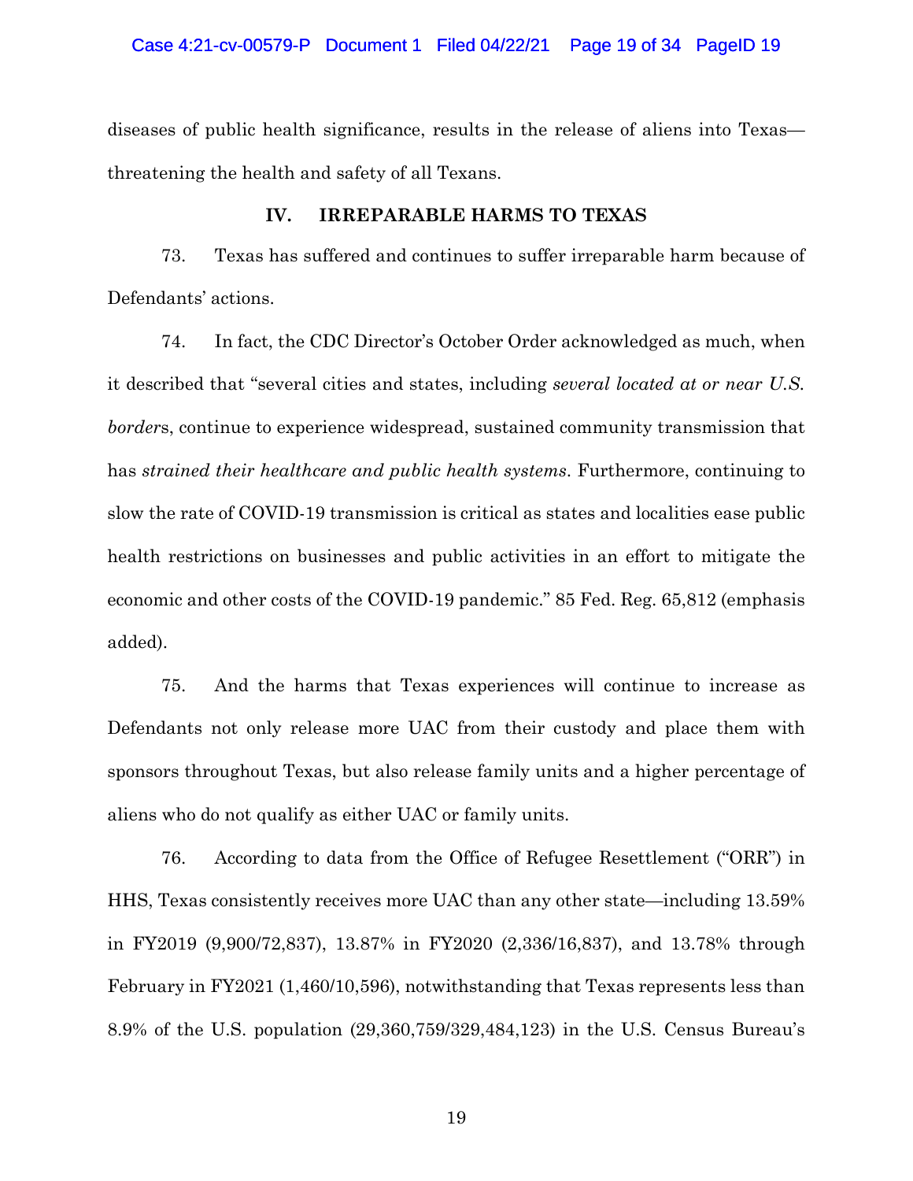diseases of public health significance, results in the release of aliens into Texas—threatening the health and safety of all Texans.

## IV. IRREPARABLE HARMS TO TEXAS

73. Texas has suffered and continues to suffer irreparable harm because of Defendants' actions.

74. In fact, the CDC Director's October Order acknowledged as much, when it described that "several cities and states, including *several located at or near U.S. border*s, continue to experience widespread, sustained community transmission that has *strained their healthcare and public health systems*. Furthermore, continuing to slow the rate of COVID-19 transmission is critical as states and localities ease public health restrictions on businesses and public activities in an effort to mitigate the economic and other costs of the COVID-19 pandemic." 85 Fed. Reg. 65,812 (emphasis added).

75. And the harms that Texas experiences will continue to increase as Defendants not only release more UAC from their custody and place them with sponsors throughout Texas, but also release family units and a higher percentage of aliens who do not qualify as either UAC or family units.

76. According to data from the Office of Refugee Resettlement ("ORR") in HHS, Texas consistently receives more UAC than any other state—including 13.59% in FY2019 (9,900/72,837), 13.87% in FY2020 (2,336/16,837), and 13.78% through February in FY2021 (1,460/10,596), notwithstanding that Texas represents less than 8.9% of the U.S. population (29,360,759/329,484,123) in the U.S. Census Bureau's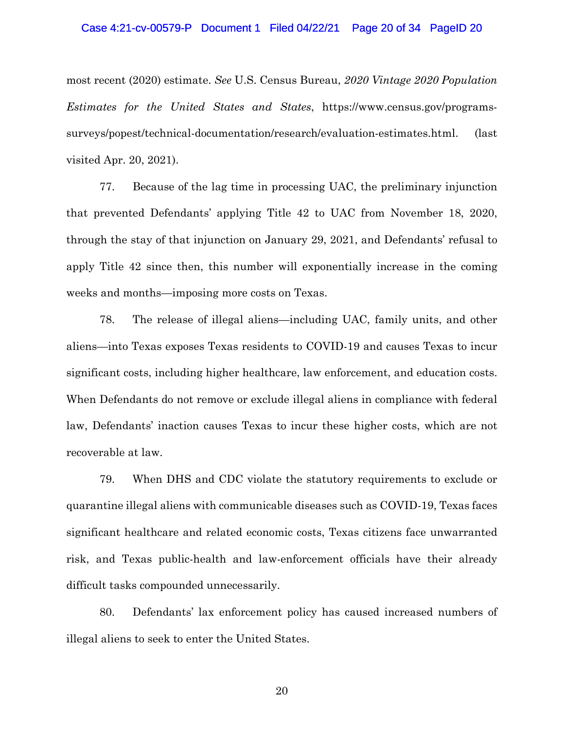most recent (2020) estimate. *See* U.S. Census Bureau, *2020 Vintage 2020 Population Estimates for the United States and States*, https://www.census.gov/programs-surveys/popest/technical-documentation/research/evaluation-estimates.html. (last visited Apr. 20, 2021).

77. Because of the lag time in processing UAC, the preliminary injunction that prevented Defendants' applying Title 42 to UAC from November 18, 2020, through the stay of that injunction on January 29, 2021, and Defendants' refusal to apply Title 42 since then, this number will exponentially increase in the coming weeks and months—imposing more costs on Texas.

78. The release of illegal aliens—including UAC, family units, and other aliens—into Texas exposes Texas residents to COVID-19 and causes Texas to incur significant costs, including higher healthcare, law enforcement, and education costs. When Defendants do not remove or exclude illegal aliens in compliance with federal law, Defendants' inaction causes Texas to incur these higher costs, which are not recoverable at law.

79. When DHS and CDC violate the statutory requirements to exclude or quarantine illegal aliens with communicable diseases such as COVID-19, Texas faces significant healthcare and related economic costs, Texas citizens face unwarranted risk, and Texas public-health and law-enforcement officials have their already difficult tasks compounded unnecessarily.

80. Defendants' lax enforcement policy has caused increased numbers of illegal aliens to seek to enter the United States.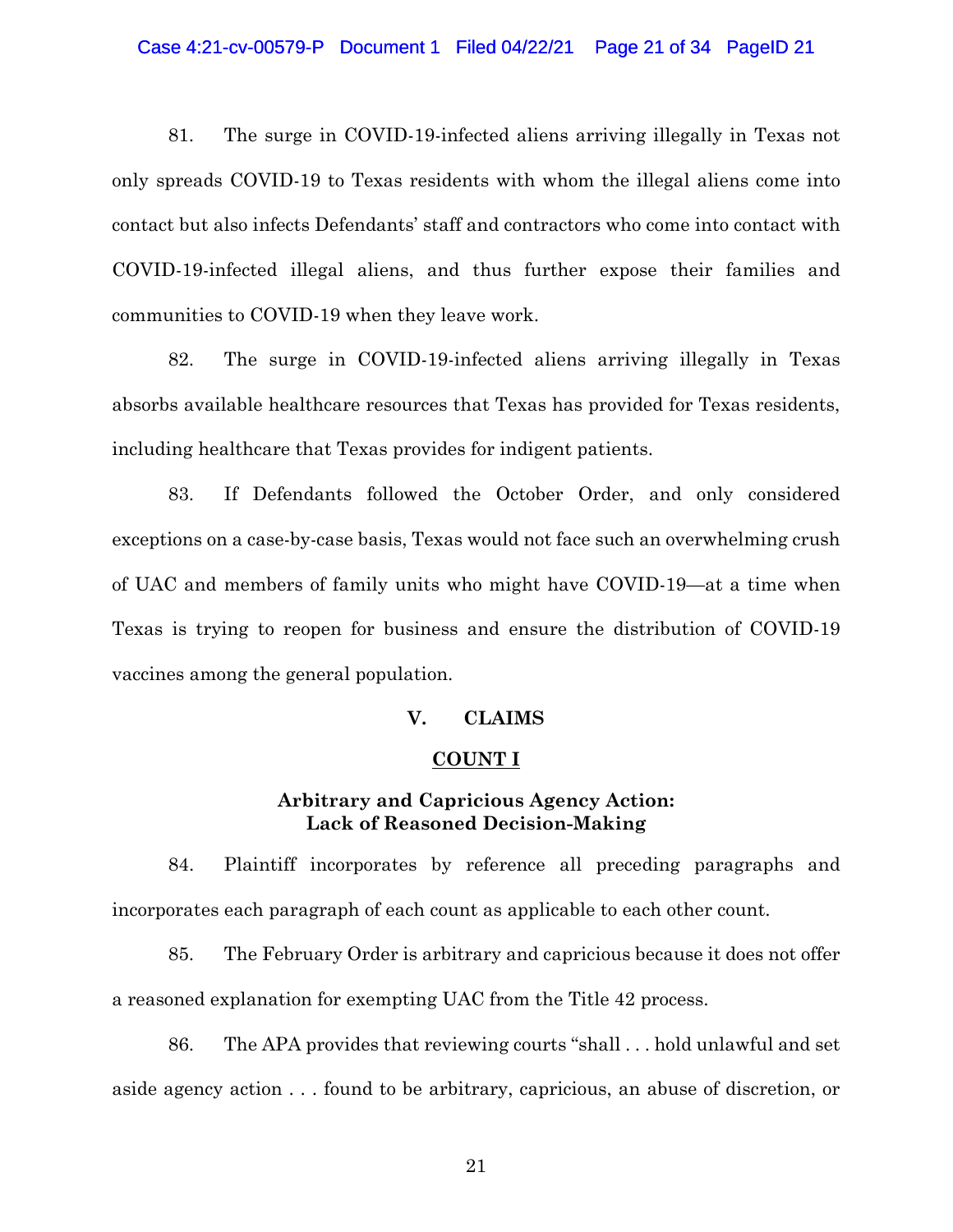81. The surge in COVID-19-infected aliens arriving illegally in Texas not only spreads COVID-19 to Texas residents with whom the illegal aliens come into contact but also infects Defendants' staff and contractors who come into contact with COVID-19-infected illegal aliens, and thus further expose their families and communities to COVID-19 when they leave work.

82. The surge in COVID-19-infected aliens arriving illegally in Texas absorbs available healthcare resources that Texas has provided for Texas residents, including healthcare that Texas provides for indigent patients.

83. If Defendants followed the October Order, and only considered exceptions on a case-by-case basis, Texas would not face such an overwhelming crush of UAC and members of family units who might have COVID-19—at a time when Texas is trying to reopen for business and ensure the distribution of COVID-19 vaccines among the general population.

## V. CLAIMS

### COUNT I

### Arbitrary and Capricious Agency Action: Lack of Reasoned Decision-Making

84. Plaintiff incorporates by reference all preceding paragraphs and incorporates each paragraph of each count as applicable to each other count.

85. The February Order is arbitrary and capricious because it does not offer a reasoned explanation for exempting UAC from the Title 42 process.

86. The APA provides that reviewing courts "shall . . . hold unlawful and set aside agency action . . . found to be arbitrary, capricious, an abuse of discretion, or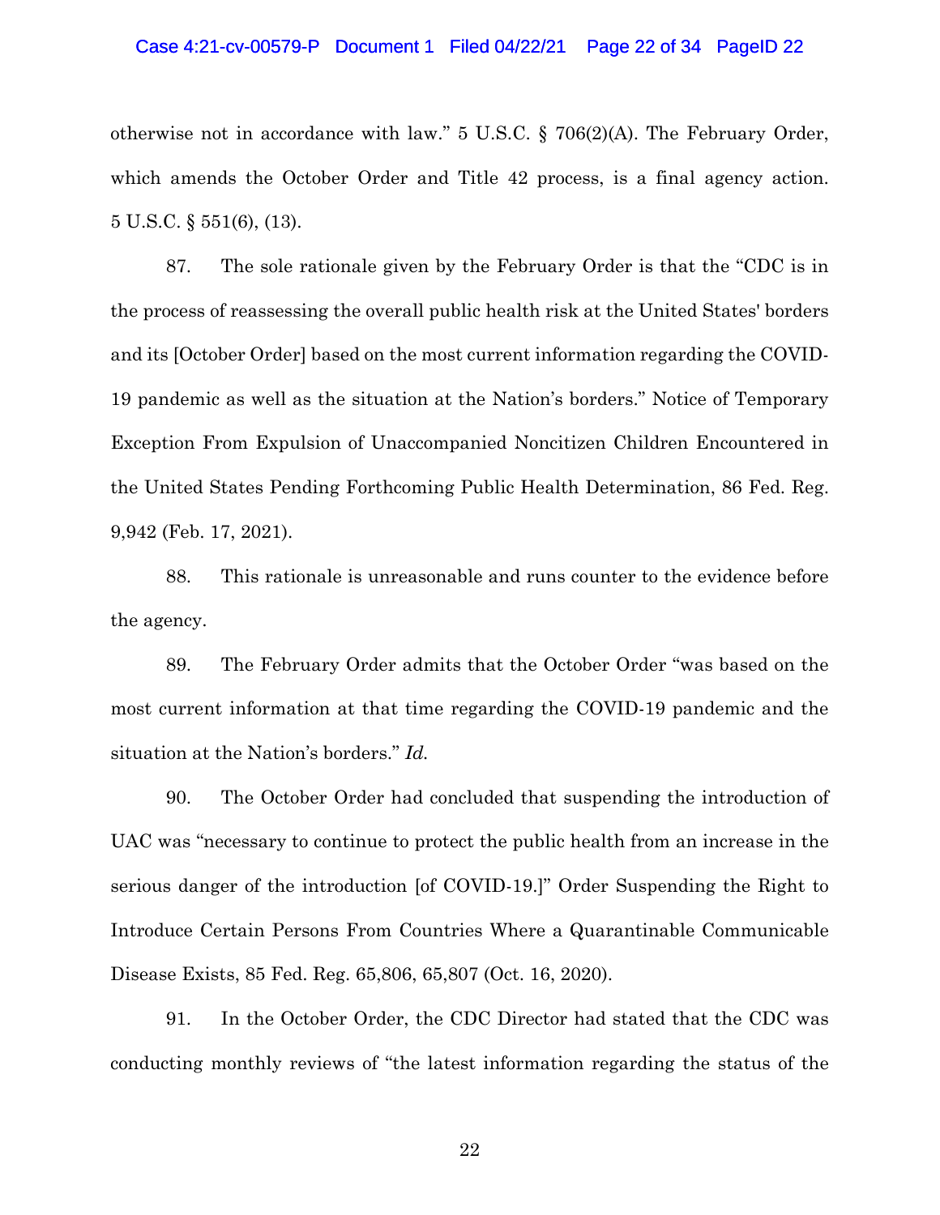otherwise not in accordance with law." 5 U.S.C. § 706(2)(A). The February Order, which amends the October Order and Title 42 process, is a final agency action. 5 U.S.C. § 551(6), (13).

87. The sole rationale given by the February Order is that the "CDC is in the process of reassessing the overall public health risk at the United States' borders and its [October Order] based on the most current information regarding the COVID-19 pandemic as well as the situation at the Nation's borders." Notice of Temporary Exception From Expulsion of Unaccompanied Noncitizen Children Encountered in the United States Pending Forthcoming Public Health Determination, 86 Fed. Reg. 9,942 (Feb. 17, 2021).

88. This rationale is unreasonable and runs counter to the evidence before the agency.

89. The February Order admits that the October Order "was based on the most current information at that time regarding the COVID-19 pandemic and the situation at the Nation's borders." *Id.*

90. The October Order had concluded that suspending the introduction of UAC was "necessary to continue to protect the public health from an increase in the serious danger of the introduction [of COVID-19.]" Order Suspending the Right to Introduce Certain Persons From Countries Where a Quarantinable Communicable Disease Exists, 85 Fed. Reg. 65,806, 65,807 (Oct. 16, 2020).

91. In the October Order, the CDC Director had stated that the CDC was conducting monthly reviews of "the latest information regarding the status of the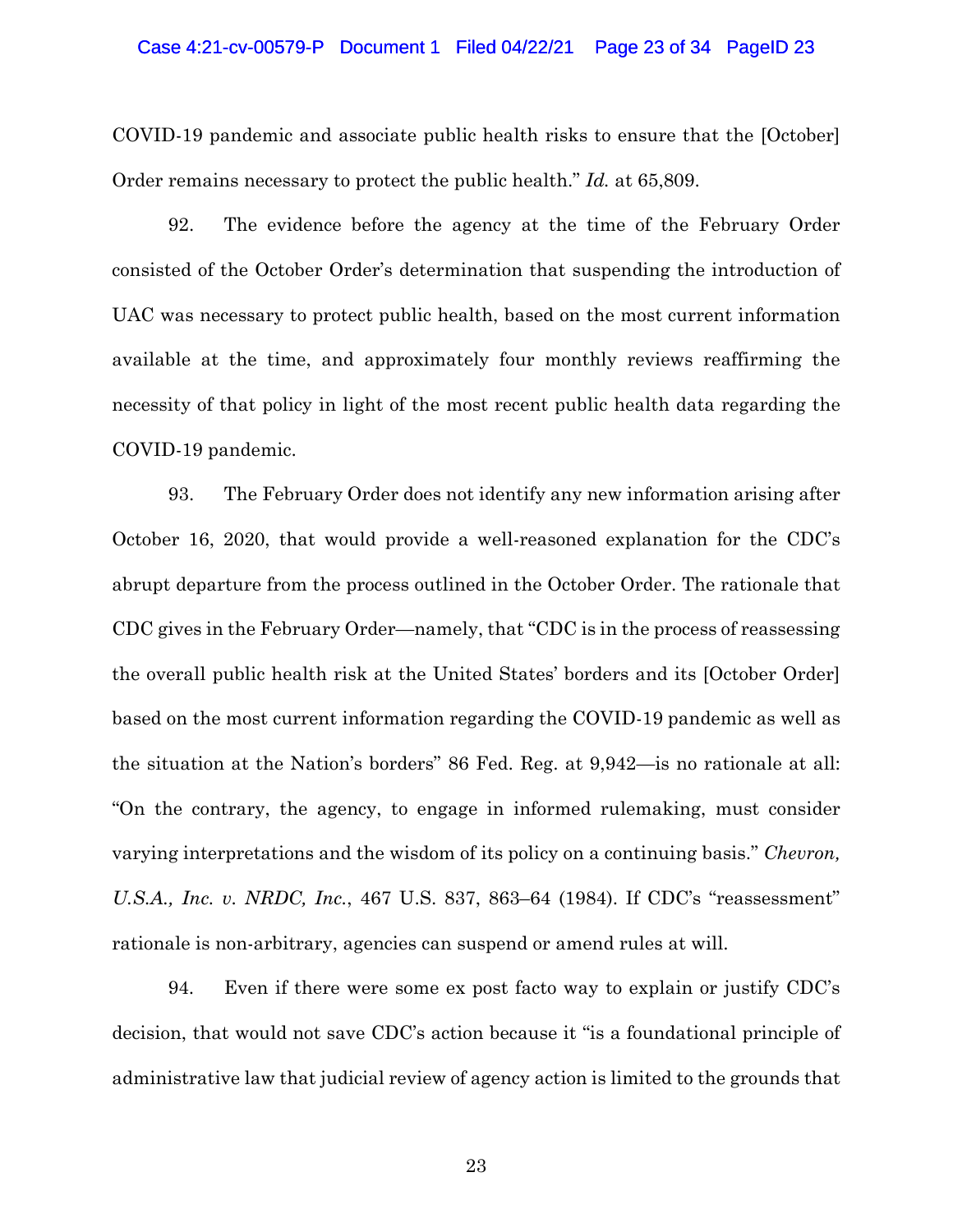COVID-19 pandemic and associate public health risks to ensure that the [October] Order remains necessary to protect the public health." *Id.* at 65,809.

92. The evidence before the agency at the time of the February Order consisted of the October Order's determination that suspending the introduction of UAC was necessary to protect public health, based on the most current information available at the time, and approximately four monthly reviews reaffirming the necessity of that policy in light of the most recent public health data regarding the COVID-19 pandemic.

93. The February Order does not identify any new information arising after October 16, 2020, that would provide a well-reasoned explanation for the CDC's abrupt departure from the process outlined in the October Order. The rationale that CDC gives in the February Order—namely, that "CDC is in the process of reassessing the overall public health risk at the United States' borders and its [October Order] based on the most current information regarding the COVID-19 pandemic as well as the situation at the Nation's borders" 86 Fed. Reg. at 9,942—is no rationale at all: "On the contrary, the agency, to engage in informed rulemaking, must consider varying interpretations and the wisdom of its policy on a continuing basis." *Chevron, U.S.A., Inc. v. NRDC, Inc.*, 467 U.S. 837, 863–64 (1984). If CDC's "reassessment" rationale is non-arbitrary, agencies can suspend or amend rules at will.

94. Even if there were some ex post facto way to explain or justify CDC's decision, that would not save CDC's action because it "is a foundational principle of administrative law that judicial review of agency action is limited to the grounds that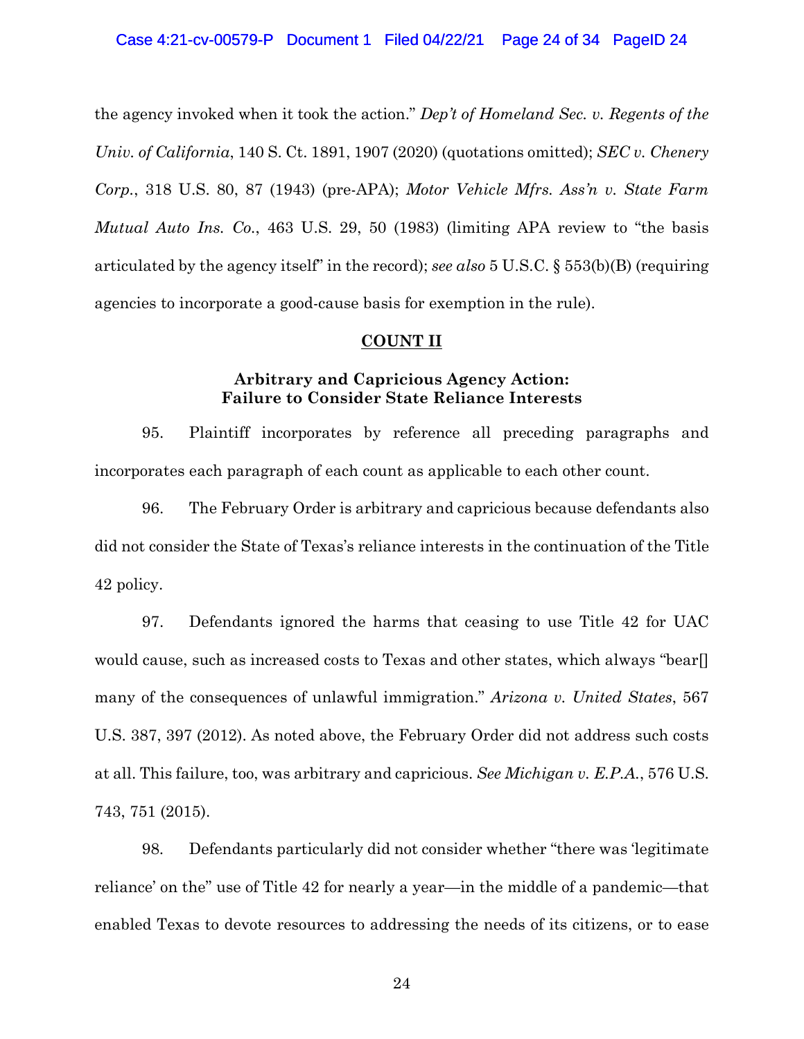the agency invoked when it took the action." *Dep't of Homeland Sec. v. Regents of the Univ. of California*, 140 S. Ct. 1891, 1907 (2020) (quotations omitted); *SEC v. Chenery Corp.*, 318 U.S. 80, 87 (1943) (pre-APA); *Motor Vehicle Mfrs. Ass'n v. State Farm Mutual Auto Ins. Co.*, 463 U.S. 29, 50 (1983) (limiting APA review to "the basis articulated by the agency itself" in the record); *see also* 5 U.S.C. § 553(b)(B) (requiring agencies to incorporate a good-cause basis for exemption in the rule).

## COUNT II

### Arbitrary and Capricious Agency Action: Failure to Consider State Reliance Interests

95. Plaintiff incorporates by reference all preceding paragraphs and incorporates each paragraph of each count as applicable to each other count.

96. The February Order is arbitrary and capricious because defendants also did not consider the State of Texas's reliance interests in the continuation of the Title 42 policy.

97. Defendants ignored the harms that ceasing to use Title 42 for UAC would cause, such as increased costs to Texas and other states, which always "bear[] many of the consequences of unlawful immigration." *Arizona v. United States*, 567 U.S. 387, 397 (2012). As noted above, the February Order did not address such costs at all. This failure, too, was arbitrary and capricious. *See Michigan v. E.P.A.*, 576 U.S. 743, 751 (2015).

98. Defendants particularly did not consider whether "there was 'legitimate reliance' on the" use of Title 42 for nearly a year—in the middle of a pandemic—that enabled Texas to devote resources to addressing the needs of its citizens, or to ease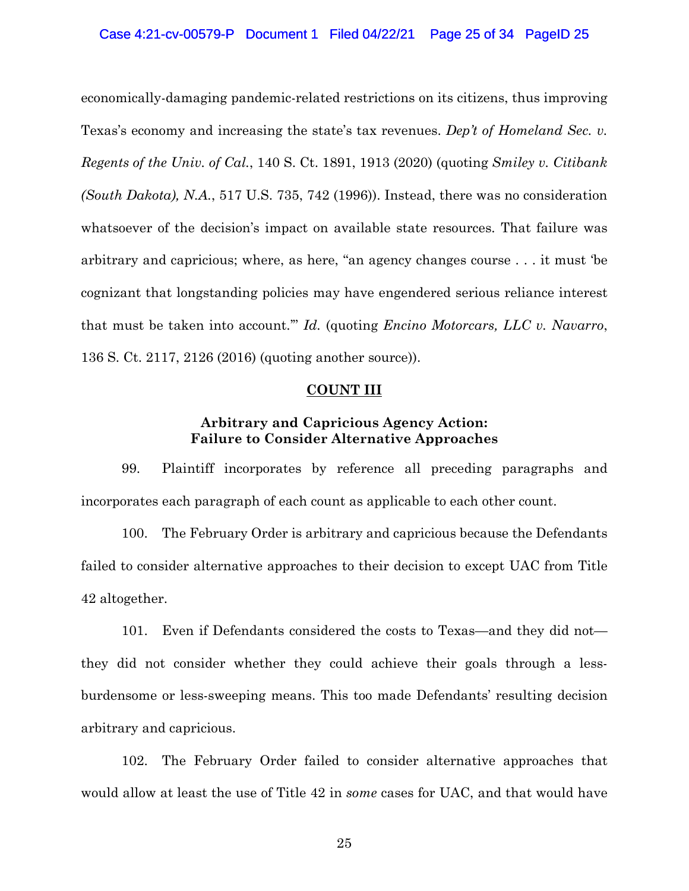economically-damaging pandemic-related restrictions on its citizens, thus improving Texas's economy and increasing the state's tax revenues. *Dep't of Homeland Sec. v. Regents of the Univ. of Cal.*, 140 S. Ct. 1891, 1913 (2020) (quoting *Smiley v. Citibank (South Dakota), N.A.*, 517 U.S. 735, 742 (1996)). Instead, there was no consideration whatsoever of the decision's impact on available state resources. That failure was arbitrary and capricious; where, as here, "an agency changes course . . . it must 'be cognizant that longstanding policies may have engendered serious reliance interest that must be taken into account.'" *Id.* (quoting *Encino Motorcars, LLC v. Navarro*, 136 S. Ct. 2117, 2126 (2016) (quoting another source)).

## COUNT III

### Arbitrary and Capricious Agency Action: Failure to Consider Alternative Approaches

99. Plaintiff incorporates by reference all preceding paragraphs and incorporates each paragraph of each count as applicable to each other count.

100. The February Order is arbitrary and capricious because the Defendants failed to consider alternative approaches to their decision to except UAC from Title 42 altogether.

101. Even if Defendants considered the costs to Texas—and they did not—they did not consider whether they could achieve their goals through a less-burdensome or less-sweeping means. This too made Defendants' resulting decision arbitrary and capricious.

102. The February Order failed to consider alternative approaches that would allow at least the use of Title 42 in *some* cases for UAC, and that would have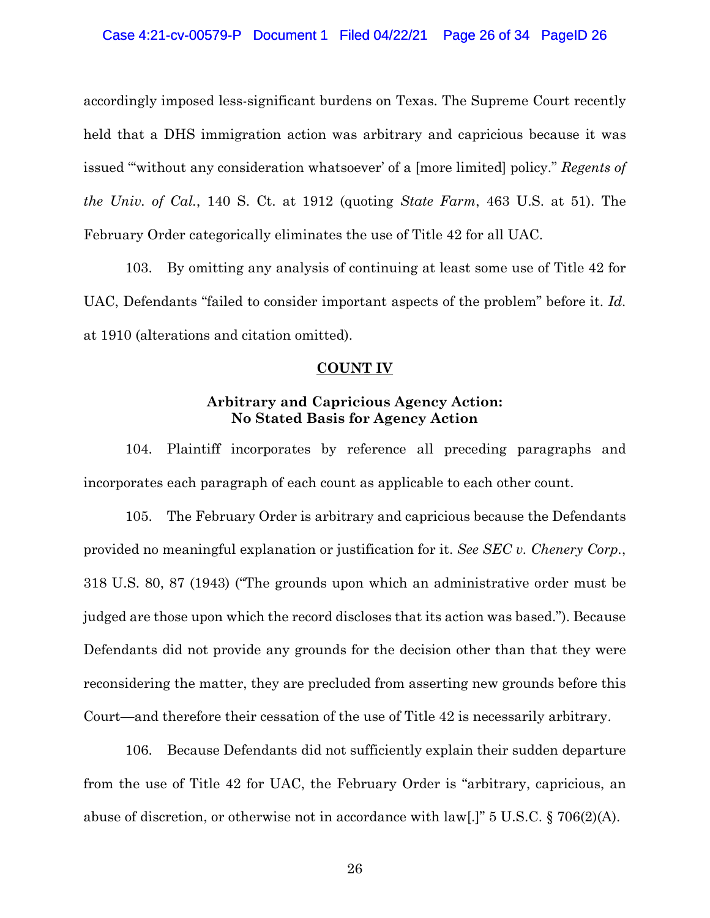accordingly imposed less-significant burdens on Texas. The Supreme Court recently held that a DHS immigration action was arbitrary and capricious because it was issued "'without any consideration whatsoever' of a [more limited] policy." *Regents of the Univ. of Cal.*, 140 S. Ct. at 1912 (quoting *State Farm*, 463 U.S. at 51). The February Order categorically eliminates the use of Title 42 for all UAC.

103. By omitting any analysis of continuing at least some use of Title 42 for UAC, Defendants "failed to consider important aspects of the problem" before it. *Id.* at 1910 (alterations and citation omitted).

## COUNT IV

### Arbitrary and Capricious Agency Action: No Stated Basis for Agency Action

104. Plaintiff incorporates by reference all preceding paragraphs and incorporates each paragraph of each count as applicable to each other count.

105. The February Order is arbitrary and capricious because the Defendants provided no meaningful explanation or justification for it. *See SEC v. Chenery Corp.*, 318 U.S. 80, 87 (1943) ("The grounds upon which an administrative order must be judged are those upon which the record discloses that its action was based."). Because Defendants did not provide any grounds for the decision other than that they were reconsidering the matter, they are precluded from asserting new grounds before this Court—and therefore their cessation of the use of Title 42 is necessarily arbitrary.

106. Because Defendants did not sufficiently explain their sudden departure from the use of Title 42 for UAC, the February Order is "arbitrary, capricious, an abuse of discretion, or otherwise not in accordance with law[.]" 5 U.S.C. § 706(2)(A).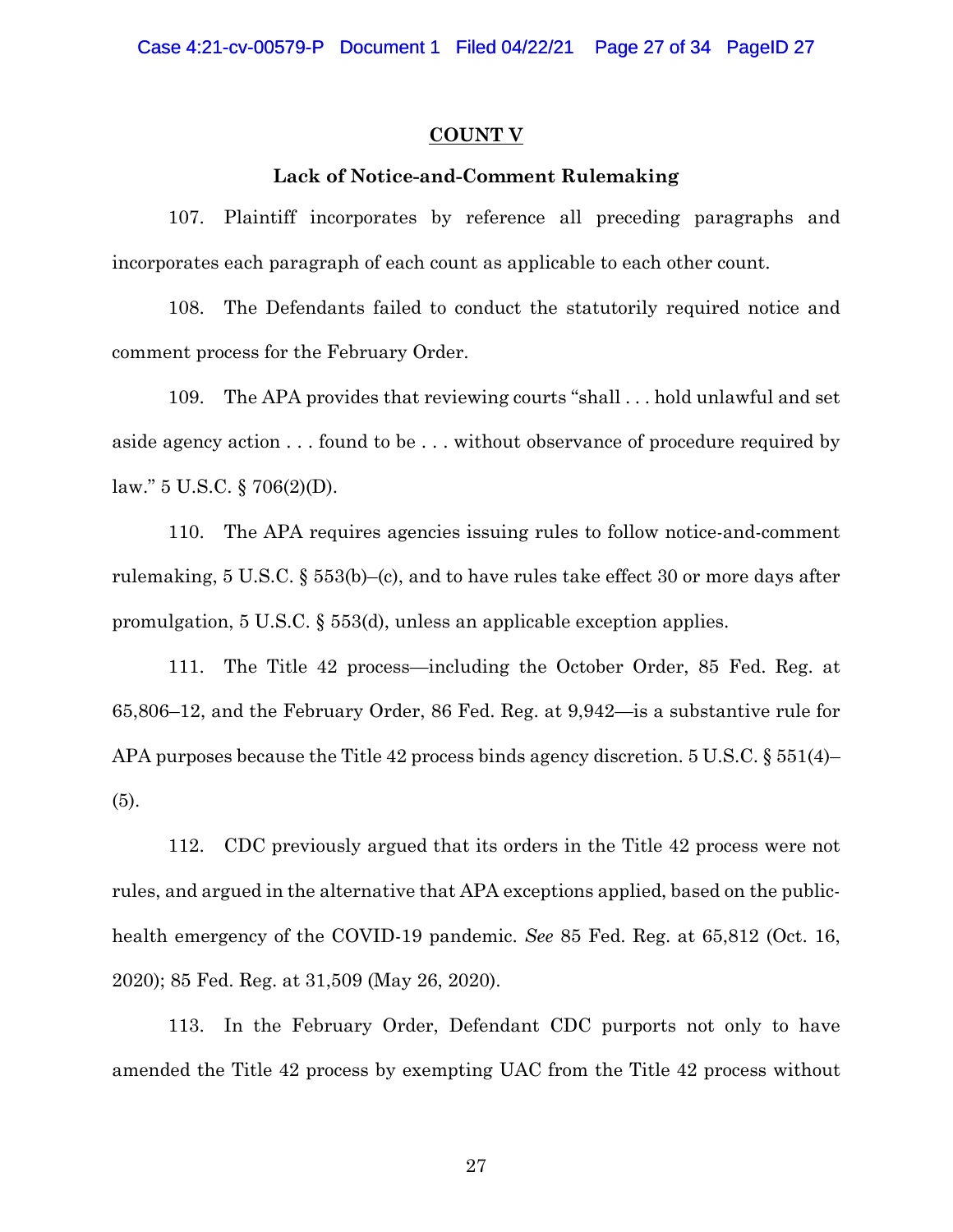## COUNT V

### Lack of Notice-and-Comment Rulemaking

107. Plaintiff incorporates by reference all preceding paragraphs and incorporates each paragraph of each count as applicable to each other count.

108. The Defendants failed to conduct the statutorily required notice and comment process for the February Order.

109. The APA provides that reviewing courts "shall . . . hold unlawful and set aside agency action . . . found to be . . . without observance of procedure required by law." 5 U.S.C. § 706(2)(D).

110. The APA requires agencies issuing rules to follow notice-and-comment rulemaking, 5 U.S.C. § 553(b)–(c), and to have rules take effect 30 or more days after promulgation, 5 U.S.C. § 553(d), unless an applicable exception applies.

111. The Title 42 process—including the October Order, 85 Fed. Reg. at 65,806–12, and the February Order, 86 Fed. Reg. at 9,942—is a substantive rule for APA purposes because the Title 42 process binds agency discretion. 5 U.S.C. § 551(4)–(5).

112. CDC previously argued that its orders in the Title 42 process were not rules, and argued in the alternative that APA exceptions applied, based on the public-health emergency of the COVID-19 pandemic. *See* 85 Fed. Reg. at 65,812 (Oct. 16, 2020); 85 Fed. Reg. at 31,509 (May 26, 2020).

113. In the February Order, Defendant CDC purports not only to have amended the Title 42 process by exempting UAC from the Title 42 process without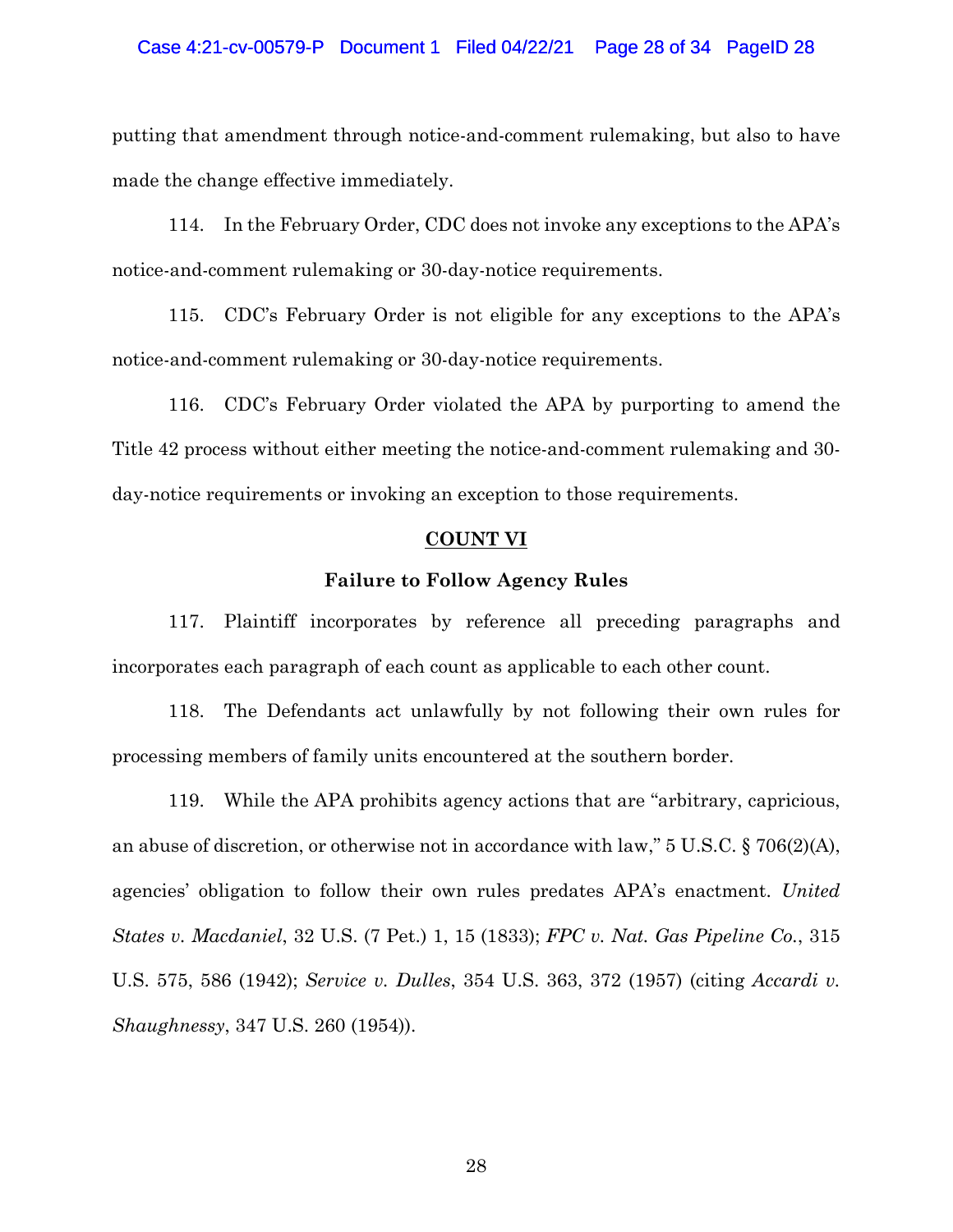putting that amendment through notice-and-comment rulemaking, but also to have made the change effective immediately.

114. In the February Order, CDC does not invoke any exceptions to the APA's notice-and-comment rulemaking or 30-day-notice requirements.

115. CDC's February Order is not eligible for any exceptions to the APA's notice-and-comment rulemaking or 30-day-notice requirements.

116. CDC's February Order violated the APA by purporting to amend the Title 42 process without either meeting the notice-and-comment rulemaking and 30-day-notice requirements or invoking an exception to those requirements.

**COUNT VI**

**Failure to Follow Agency Rules**

117. Plaintiff incorporates by reference all preceding paragraphs and incorporates each paragraph of each count as applicable to each other count.

118. The Defendants act unlawfully by not following their own rules for processing members of family units encountered at the southern border.

119. While the APA prohibits agency actions that are "arbitrary, capricious, an abuse of discretion, or otherwise not in accordance with law," 5 U.S.C. § 706(2)(A), agencies' obligation to follow their own rules predates APA's enactment. *United States v. Macdaniel*, 32 U.S. (7 Pet.) 1, 15 (1833); *FPC v. Nat. Gas Pipeline Co.*, 315 U.S. 575, 586 (1942); *Service v. Dulles*, 354 U.S. 363, 372 (1957) (citing *Accardi v. Shaughnessy*, 347 U.S. 260 (1954)).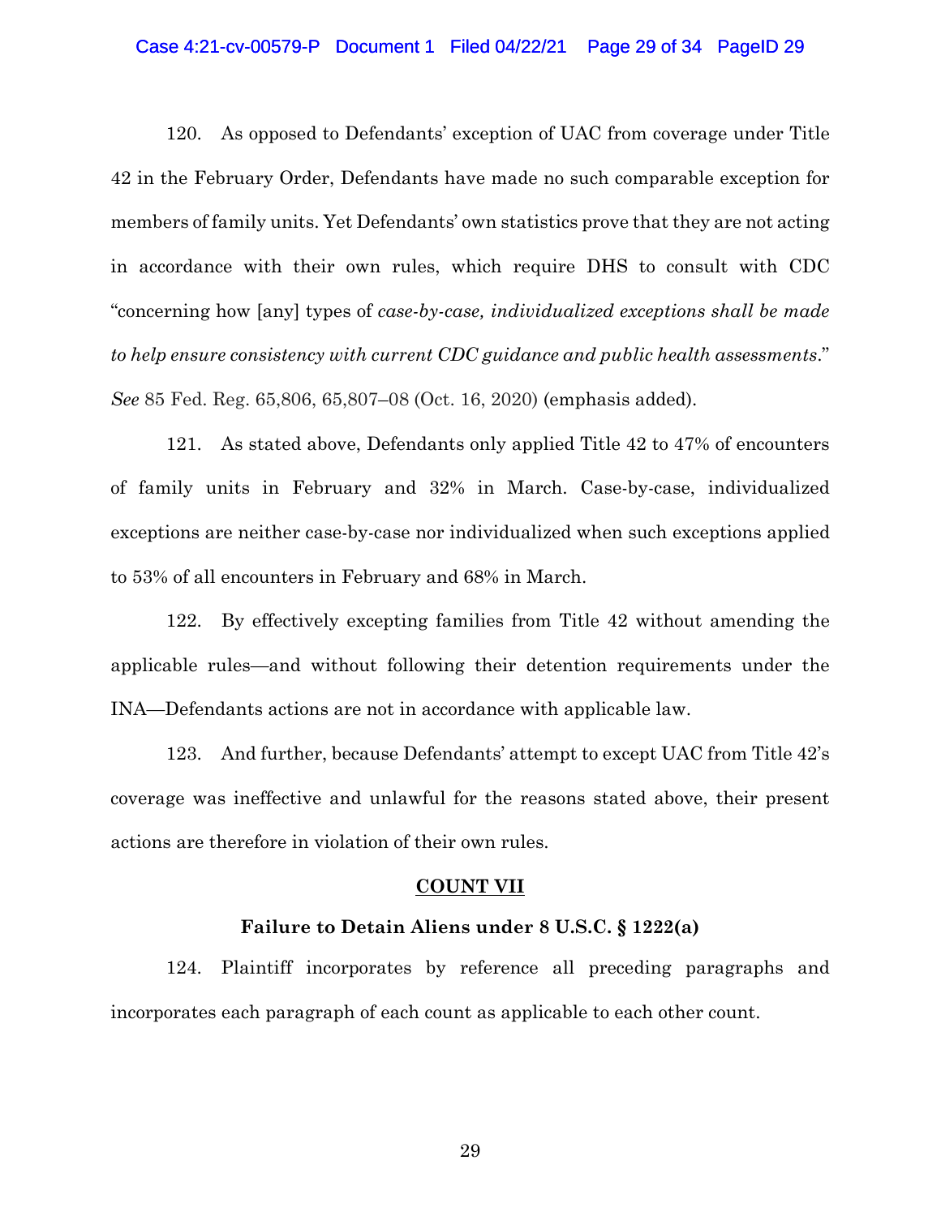120. As opposed to Defendants' exception of UAC from coverage under Title 42 in the February Order, Defendants have made no such comparable exception for members of family units. Yet Defendants' own statistics prove that they are not acting in accordance with their own rules, which require DHS to consult with CDC "concerning how [any] types of *case-by-case, individualized exceptions shall be made to help ensure consistency with current CDC guidance and public health assessments*." *See* 85 Fed. Reg. 65,806, 65,807–08 (Oct. 16, 2020) (emphasis added).

121. As stated above, Defendants only applied Title 42 to 47% of encounters of family units in February and 32% in March. Case-by-case, individualized exceptions are neither case-by-case nor individualized when such exceptions applied to 53% of all encounters in February and 68% in March.

122. By effectively excepting families from Title 42 without amending the applicable rules—and without following their detention requirements under the INA—Defendants actions are not in accordance with applicable law.

123. And further, because Defendants' attempt to except UAC from Title 42's coverage was ineffective and unlawful for the reasons stated above, their present actions are therefore in violation of their own rules.

## COUNT VII

### Failure to Detain Aliens under 8 U.S.C. § 1222(a)

124. Plaintiff incorporates by reference all preceding paragraphs and incorporates each paragraph of each count as applicable to each other count.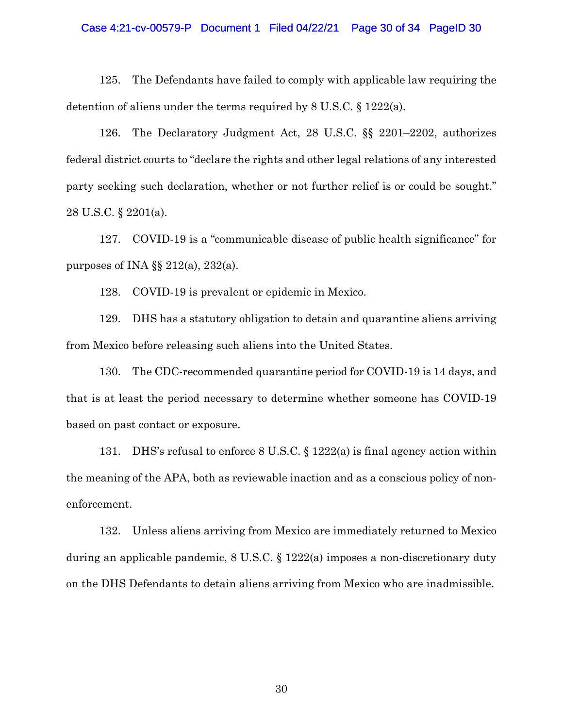125. The Defendants have failed to comply with applicable law requiring the detention of aliens under the terms required by 8 U.S.C. § 1222(a).

126. The Declaratory Judgment Act, 28 U.S.C. §§ 2201–2202, authorizes federal district courts to "declare the rights and other legal relations of any interested party seeking such declaration, whether or not further relief is or could be sought." 28 U.S.C. § 2201(a).

127. COVID-19 is a "communicable disease of public health significance" for purposes of INA §§ 212(a), 232(a).

128. COVID-19 is prevalent or epidemic in Mexico.

129. DHS has a statutory obligation to detain and quarantine aliens arriving from Mexico before releasing such aliens into the United States.

130. The CDC-recommended quarantine period for COVID-19 is 14 days, and that is at least the period necessary to determine whether someone has COVID-19 based on past contact or exposure.

131. DHS's refusal to enforce 8 U.S.C. § 1222(a) is final agency action within the meaning of the APA, both as reviewable inaction and as a conscious policy of non-enforcement.

132. Unless aliens arriving from Mexico are immediately returned to Mexico during an applicable pandemic, 8 U.S.C. § 1222(a) imposes a non-discretionary duty on the DHS Defendants to detain aliens arriving from Mexico who are inadmissible.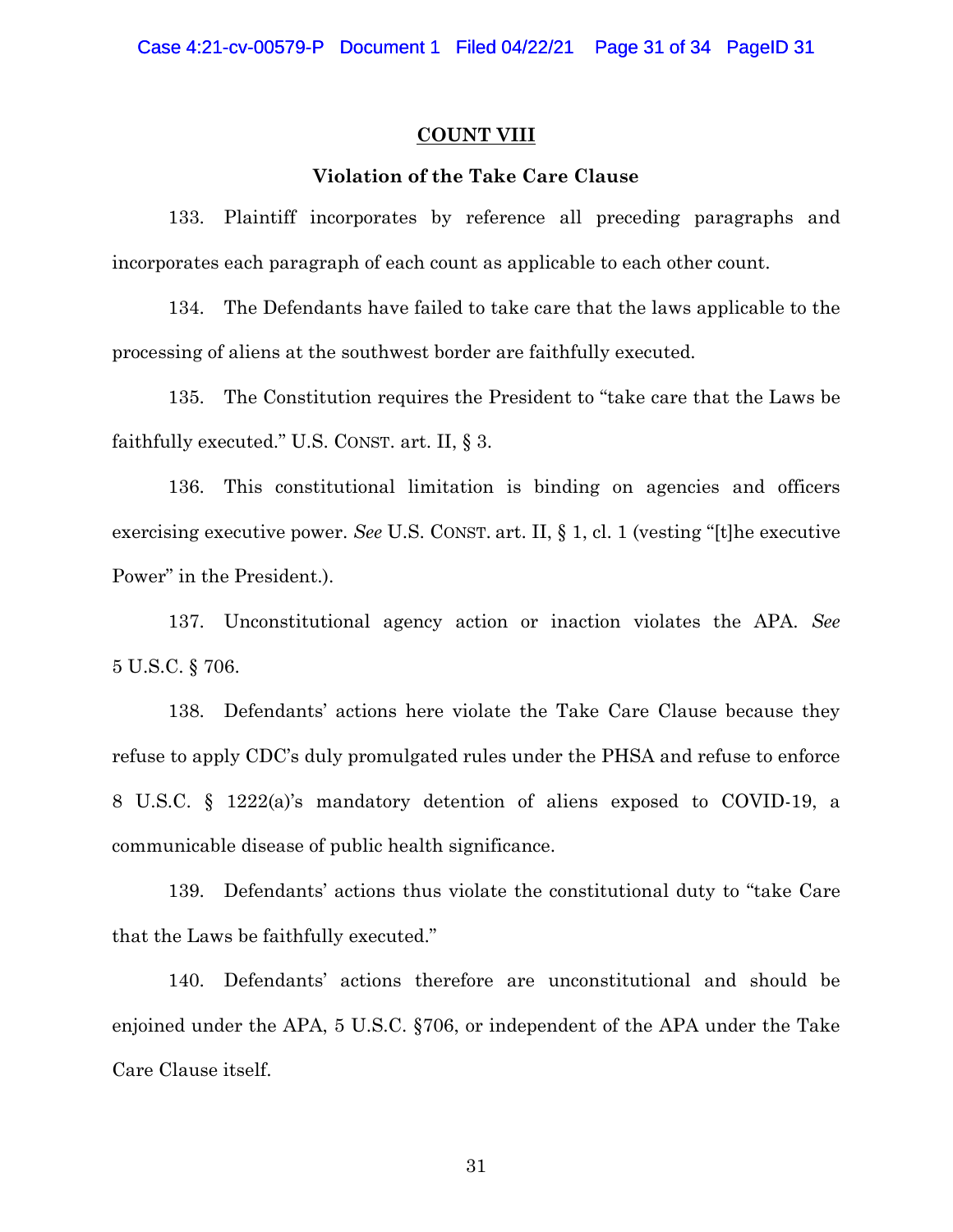**COUNT VIII**

**Violation of the Take Care Clause**

133. Plaintiff incorporates by reference all preceding paragraphs and incorporates each paragraph of each count as applicable to each other count.

134. The Defendants have failed to take care that the laws applicable to the processing of aliens at the southwest border are faithfully executed.

135. The Constitution requires the President to "take care that the Laws be faithfully executed." U.S. CONST. art. II, § 3.

136. This constitutional limitation is binding on agencies and officers exercising executive power. *See* U.S. CONST. art. II, § 1, cl. 1 (vesting "[t]he executive Power" in the President.).

137. Unconstitutional agency action or inaction violates the APA. *See* 5 U.S.C. § 706.

138. Defendants' actions here violate the Take Care Clause because they refuse to apply CDC's duly promulgated rules under the PHSA and refuse to enforce 8 U.S.C. § 1222(a)'s mandatory detention of aliens exposed to COVID-19, a communicable disease of public health significance.

139. Defendants' actions thus violate the constitutional duty to "take Care that the Laws be faithfully executed."

140. Defendants' actions therefore are unconstitutional and should be enjoined under the APA, 5 U.S.C. §706, or independent of the APA under the Take Care Clause itself.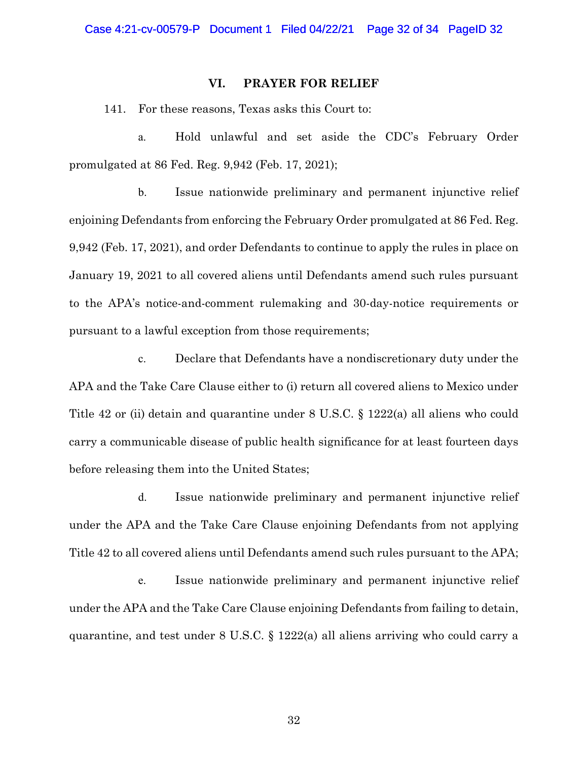## VI. PRAYER FOR RELIEF

141. For these reasons, Texas asks this Court to:

a. Hold unlawful and set aside the CDC's February Order promulgated at 86 Fed. Reg. 9,942 (Feb. 17, 2021);

b. Issue nationwide preliminary and permanent injunctive relief enjoining Defendants from enforcing the February Order promulgated at 86 Fed. Reg. 9,942 (Feb. 17, 2021), and order Defendants to continue to apply the rules in place on January 19, 2021 to all covered aliens until Defendants amend such rules pursuant to the APA's notice-and-comment rulemaking and 30-day-notice requirements or pursuant to a lawful exception from those requirements;

c. Declare that Defendants have a nondiscretionary duty under the APA and the Take Care Clause either to (i) return all covered aliens to Mexico under Title 42 or (ii) detain and quarantine under 8 U.S.C. § 1222(a) all aliens who could carry a communicable disease of public health significance for at least fourteen days before releasing them into the United States;

d. Issue nationwide preliminary and permanent injunctive relief under the APA and the Take Care Clause enjoining Defendants from not applying Title 42 to all covered aliens until Defendants amend such rules pursuant to the APA;

e. Issue nationwide preliminary and permanent injunctive relief under the APA and the Take Care Clause enjoining Defendants from failing to detain, quarantine, and test under 8 U.S.C. § 1222(a) all aliens arriving who could carry a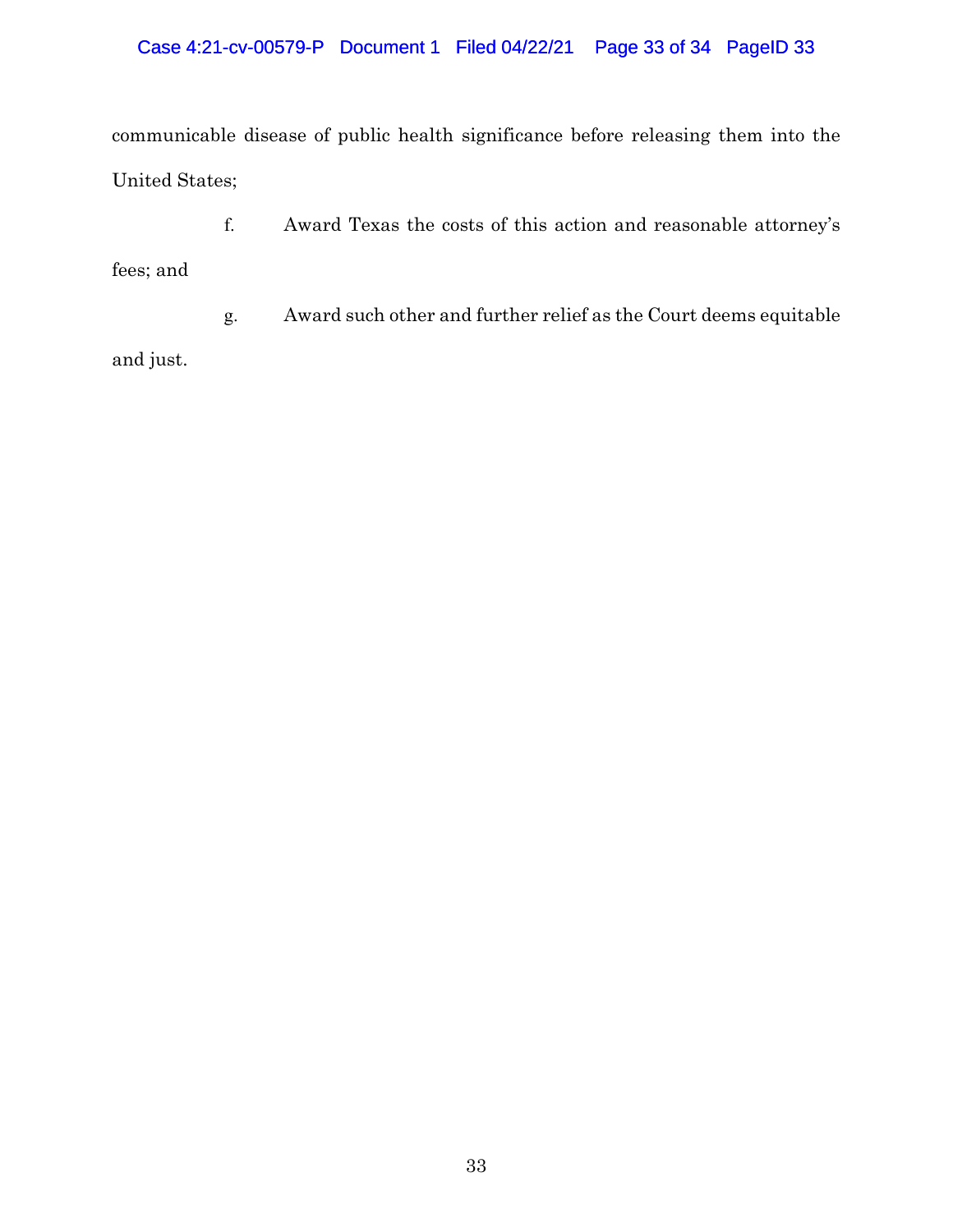communicable disease of public health significance before releasing them into the United States;

f. Award Texas the costs of this action and reasonable attorney's fees; and

g. Award such other and further relief as the Court deems equitable and just.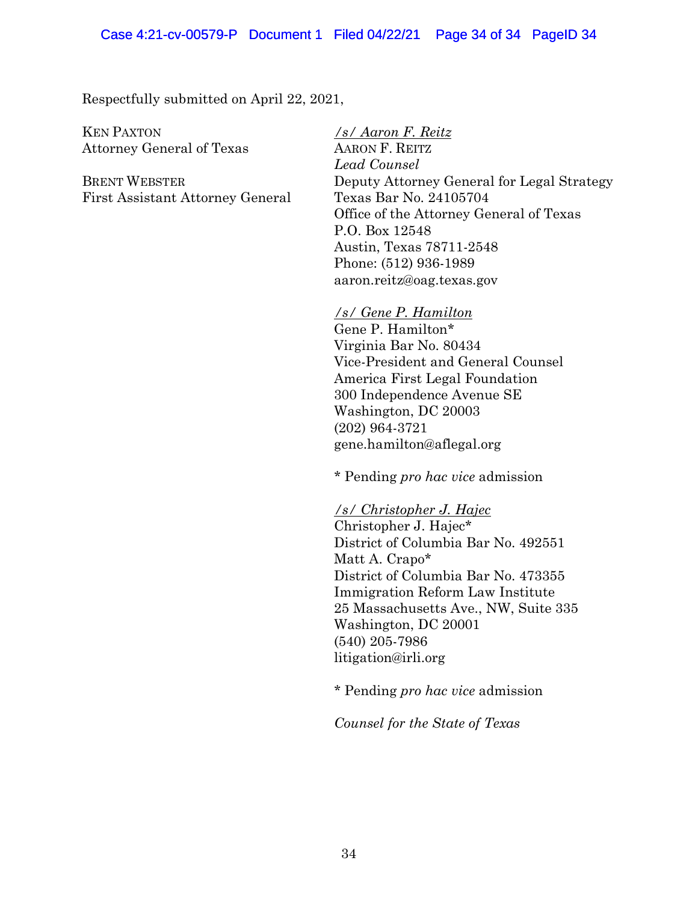Respectfully submitted on April 22, 2021,

KEN PAXTON
Attorney General of Texas

BRENT WEBSTER
First Assistant Attorney General

*/s/ Aaron F. Reitz*
AARON F. REITZ
*Lead Counsel*
Deputy Attorney General for Legal Strategy
Texas Bar No. 24105704
Office of the Attorney General of Texas
P.O. Box 12548
Austin, Texas 78711-2548
Phone: (512) 936-1989
aaron.reitz@oag.texas.gov

*/s/ Gene P. Hamilton*
Gene P. Hamilton*
Virginia Bar No. 80434
Vice-President and General Counsel
America First Legal Foundation
300 Independence Avenue SE
Washington, DC 20003
(202) 964-3721
gene.hamilton@aflegal.org

* Pending *pro hac vice* admission

*/s/ Christopher J. Hajec*
Christopher J. Hajec*
District of Columbia Bar No. 492551
Matt A. Crapo*
District of Columbia Bar No. 473355
Immigration Reform Law Institute
25 Massachusetts Ave., NW, Suite 335
Washington, DC 20001
(540) 205-7986
litigation@irli.org

* Pending *pro hac vice* admission

*Counsel for the State of Texas*